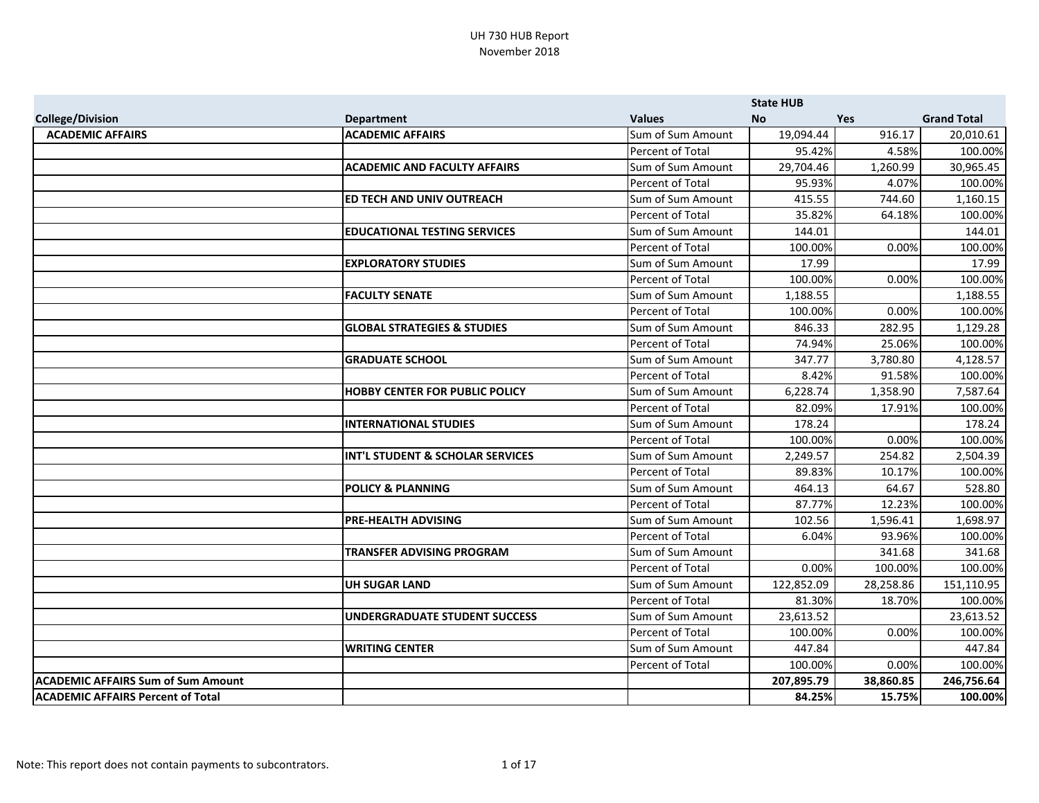# UH 730 HUB Report
November 2018

| | | | State HUB | | |
|---|---|---|---|---|---|
| **College/Division** | **Department** | **Values** | **No** | **Yes** | **Grand Total** |
| **ACADEMIC AFFAIRS** | **ACADEMIC AFFAIRS** | Sum of Sum Amount | 19,094.44 | 916.17 | 20,010.61 |
| | | Percent of Total | 95.42% | 4.58% | 100.00% |
| | **ACADEMIC AND FACULTY AFFAIRS** | Sum of Sum Amount | 29,704.46 | 1,260.99 | 30,965.45 |
| | | Percent of Total | 95.93% | 4.07% | 100.00% |
| | **ED TECH AND UNIV OUTREACH** | Sum of Sum Amount | 415.55 | 744.60 | 1,160.15 |
| | | Percent of Total | 35.82% | 64.18% | 100.00% |
| | **EDUCATIONAL TESTING SERVICES** | Sum of Sum Amount | 144.01 | | 144.01 |
| | | Percent of Total | 100.00% | 0.00% | 100.00% |
| | **EXPLORATORY STUDIES** | Sum of Sum Amount | 17.99 | | 17.99 |
| | | Percent of Total | 100.00% | 0.00% | 100.00% |
| | **FACULTY SENATE** | Sum of Sum Amount | 1,188.55 | | 1,188.55 |
| | | Percent of Total | 100.00% | 0.00% | 100.00% |
| | **GLOBAL STRATEGIES & STUDIES** | Sum of Sum Amount | 846.33 | 282.95 | 1,129.28 |
| | | Percent of Total | 74.94% | 25.06% | 100.00% |
| | **GRADUATE SCHOOL** | Sum of Sum Amount | 347.77 | 3,780.80 | 4,128.57 |
| | | Percent of Total | 8.42% | 91.58% | 100.00% |
| | **HOBBY CENTER FOR PUBLIC POLICY** | Sum of Sum Amount | 6,228.74 | 1,358.90 | 7,587.64 |
| | | Percent of Total | 82.09% | 17.91% | 100.00% |
| | **INTERNATIONAL STUDIES** | Sum of Sum Amount | 178.24 | | 178.24 |
| | | Percent of Total | 100.00% | 0.00% | 100.00% |
| | **INT'L STUDENT & SCHOLAR SERVICES** | Sum of Sum Amount | 2,249.57 | 254.82 | 2,504.39 |
| | | Percent of Total | 89.83% | 10.17% | 100.00% |
| | **POLICY & PLANNING** | Sum of Sum Amount | 464.13 | 64.67 | 528.80 |
| | | Percent of Total | 87.77% | 12.23% | 100.00% |
| | **PRE-HEALTH ADVISING** | Sum of Sum Amount | 102.56 | 1,596.41 | 1,698.97 |
| | | Percent of Total | 6.04% | 93.96% | 100.00% |
| | **TRANSFER ADVISING PROGRAM** | Sum of Sum Amount | | 341.68 | 341.68 |
| | | Percent of Total | 0.00% | 100.00% | 100.00% |
| | **UH SUGAR LAND** | Sum of Sum Amount | 122,852.09 | 28,258.86 | 151,110.95 |
| | | Percent of Total | 81.30% | 18.70% | 100.00% |
| | **UNDERGRADUATE STUDENT SUCCESS** | Sum of Sum Amount | 23,613.52 | | 23,613.52 |
| | | Percent of Total | 100.00% | 0.00% | 100.00% |
| | **WRITING CENTER** | Sum of Sum Amount | 447.84 | | 447.84 |
| | | Percent of Total | 100.00% | 0.00% | 100.00% |
| **ACADEMIC AFFAIRS Sum of Sum Amount** | | | **207,895.79** | **38,860.85** | **246,756.64** |
| **ACADEMIC AFFAIRS Percent of Total** | | | **84.25%** | **15.75%** | **100.00%** |

Note: This report does not contain payments to subcontrators.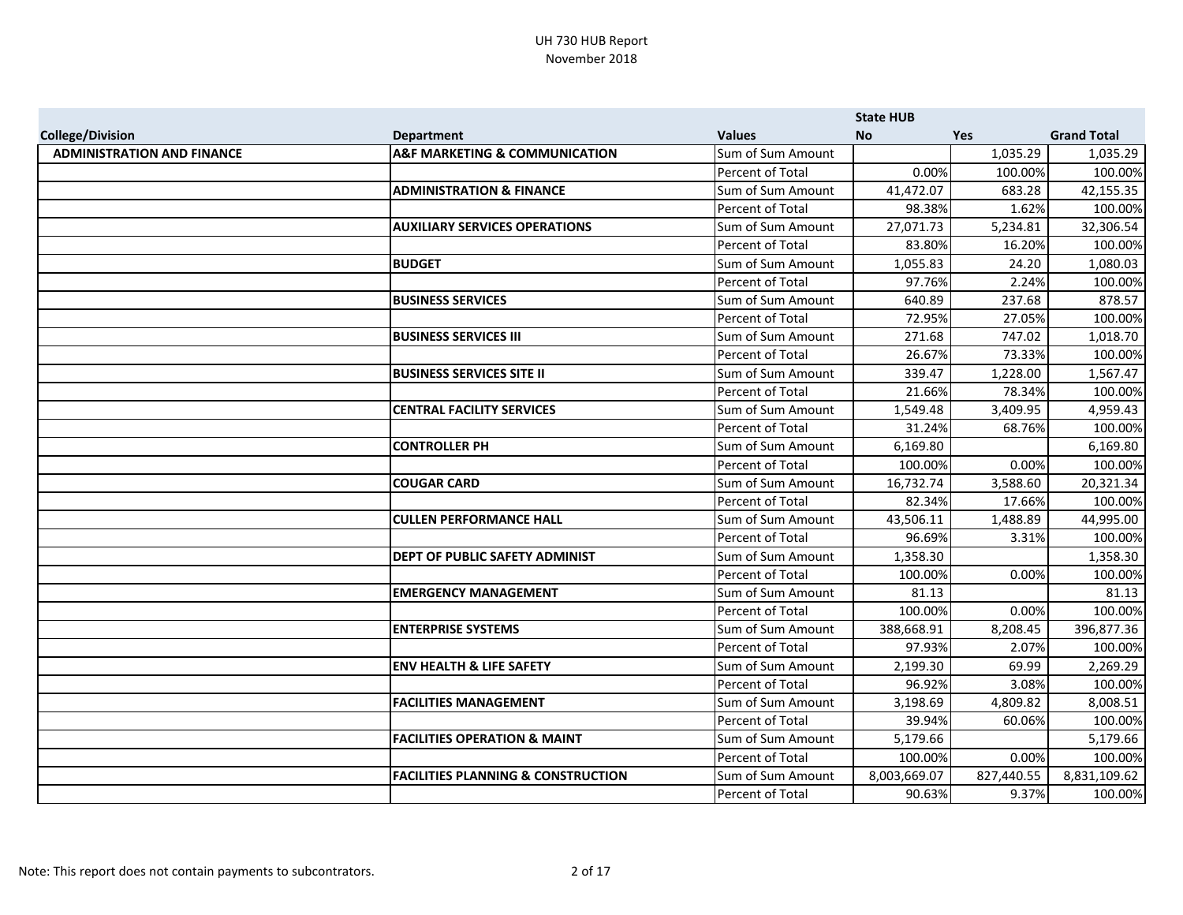UH 730 HUB Report
November 2018

| College/Division | Department | Values | State HUB No | Yes | Grand Total |
|---|---|---|---|---|---|
| **ADMINISTRATION AND FINANCE** | **A&F MARKETING & COMMUNICATION** | Sum of Sum Amount | | 1,035.29 | 1,035.29 |
| | | Percent of Total | 0.00% | 100.00% | 100.00% |
| | **ADMINISTRATION & FINANCE** | Sum of Sum Amount | 41,472.07 | 683.28 | 42,155.35 |
| | | Percent of Total | 98.38% | 1.62% | 100.00% |
| | **AUXILIARY SERVICES OPERATIONS** | Sum of Sum Amount | 27,071.73 | 5,234.81 | 32,306.54 |
| | | Percent of Total | 83.80% | 16.20% | 100.00% |
| | **BUDGET** | Sum of Sum Amount | 1,055.83 | 24.20 | 1,080.03 |
| | | Percent of Total | 97.76% | 2.24% | 100.00% |
| | **BUSINESS SERVICES** | Sum of Sum Amount | 640.89 | 237.68 | 878.57 |
| | | Percent of Total | 72.95% | 27.05% | 100.00% |
| | **BUSINESS SERVICES III** | Sum of Sum Amount | 271.68 | 747.02 | 1,018.70 |
| | | Percent of Total | 26.67% | 73.33% | 100.00% |
| | **BUSINESS SERVICES SITE II** | Sum of Sum Amount | 339.47 | 1,228.00 | 1,567.47 |
| | | Percent of Total | 21.66% | 78.34% | 100.00% |
| | **CENTRAL FACILITY SERVICES** | Sum of Sum Amount | 1,549.48 | 3,409.95 | 4,959.43 |
| | | Percent of Total | 31.24% | 68.76% | 100.00% |
| | **CONTROLLER PH** | Sum of Sum Amount | 6,169.80 | | 6,169.80 |
| | | Percent of Total | 100.00% | 0.00% | 100.00% |
| | **COUGAR CARD** | Sum of Sum Amount | 16,732.74 | 3,588.60 | 20,321.34 |
| | | Percent of Total | 82.34% | 17.66% | 100.00% |
| | **CULLEN PERFORMANCE HALL** | Sum of Sum Amount | 43,506.11 | 1,488.89 | 44,995.00 |
| | | Percent of Total | 96.69% | 3.31% | 100.00% |
| | **DEPT OF PUBLIC SAFETY ADMINIST** | Sum of Sum Amount | 1,358.30 | | 1,358.30 |
| | | Percent of Total | 100.00% | 0.00% | 100.00% |
| | **EMERGENCY MANAGEMENT** | Sum of Sum Amount | 81.13 | | 81.13 |
| | | Percent of Total | 100.00% | 0.00% | 100.00% |
| | **ENTERPRISE SYSTEMS** | Sum of Sum Amount | 388,668.91 | 8,208.45 | 396,877.36 |
| | | Percent of Total | 97.93% | 2.07% | 100.00% |
| | **ENV HEALTH & LIFE SAFETY** | Sum of Sum Amount | 2,199.30 | 69.99 | 2,269.29 |
| | | Percent of Total | 96.92% | 3.08% | 100.00% |
| | **FACILITIES MANAGEMENT** | Sum of Sum Amount | 3,198.69 | 4,809.82 | 8,008.51 |
| | | Percent of Total | 39.94% | 60.06% | 100.00% |
| | **FACILITIES OPERATION & MAINT** | Sum of Sum Amount | 5,179.66 | | 5,179.66 |
| | | Percent of Total | 100.00% | 0.00% | 100.00% |
| | **FACILITIES PLANNING & CONSTRUCTION** | Sum of Sum Amount | 8,003,669.07 | 827,440.55 | 8,831,109.62 |
| | | Percent of Total | 90.63% | 9.37% | 100.00% |

Note: This report does not contain payments to subcontrators.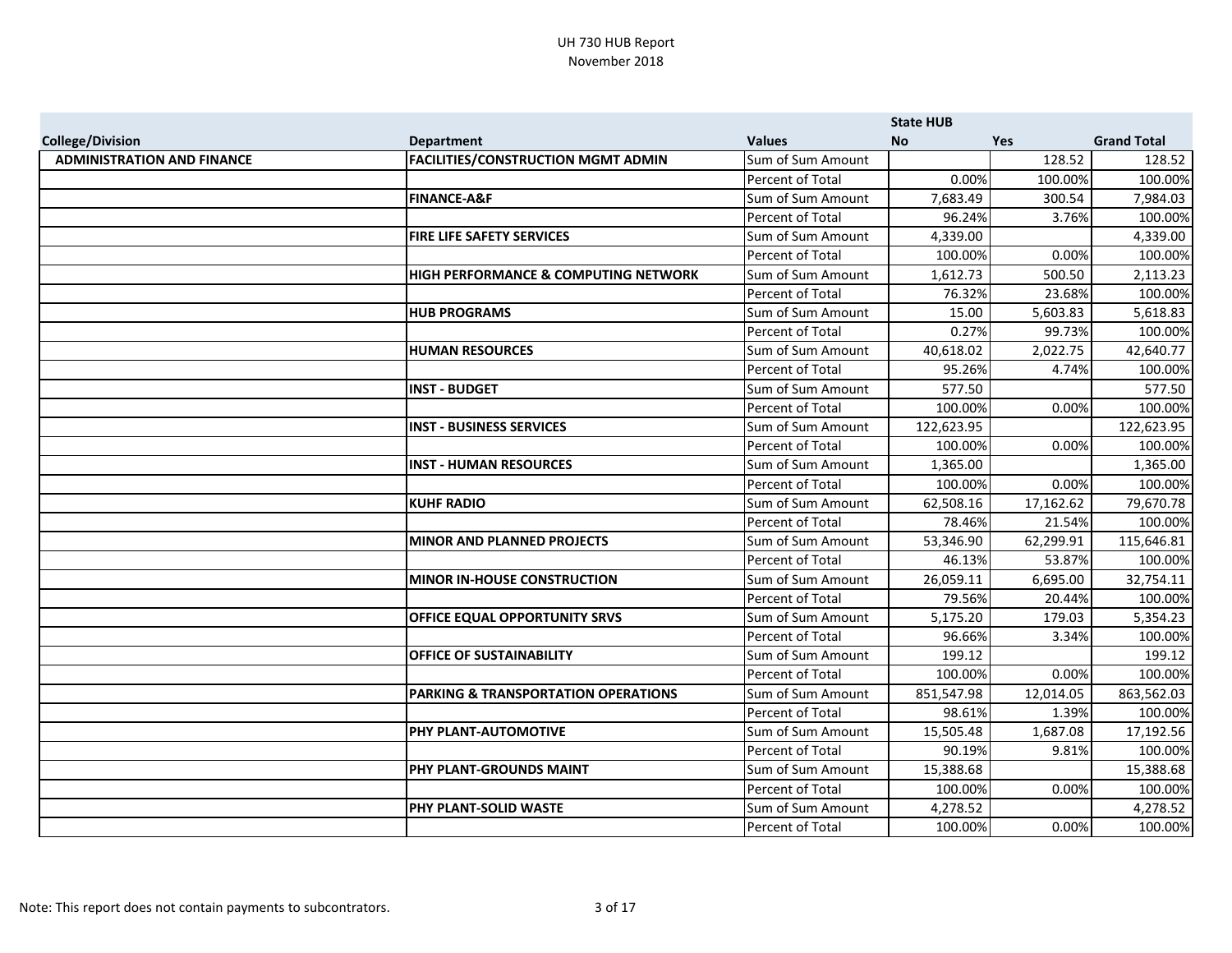UH 730 HUB Report
November 2018

| | | | State HUB | | |
|---|---|---|---|---|---|
| **College/Division** | **Department** | **Values** | **No** | **Yes** | **Grand Total** |
| **ADMINISTRATION AND FINANCE** | **FACILITIES/CONSTRUCTION MGMT ADMIN** | Sum of Sum Amount | | 128.52 | 128.52 |
| | | Percent of Total | 0.00% | 100.00% | 100.00% |
| | **FINANCE-A&F** | Sum of Sum Amount | 7,683.49 | 300.54 | 7,984.03 |
| | | Percent of Total | 96.24% | 3.76% | 100.00% |
| | **FIRE LIFE SAFETY SERVICES** | Sum of Sum Amount | 4,339.00 | | 4,339.00 |
| | | Percent of Total | 100.00% | 0.00% | 100.00% |
| | **HIGH PERFORMANCE & COMPUTING NETWORK** | Sum of Sum Amount | 1,612.73 | 500.50 | 2,113.23 |
| | | Percent of Total | 76.32% | 23.68% | 100.00% |
| | **HUB PROGRAMS** | Sum of Sum Amount | 15.00 | 5,603.83 | 5,618.83 |
| | | Percent of Total | 0.27% | 99.73% | 100.00% |
| | **HUMAN RESOURCES** | Sum of Sum Amount | 40,618.02 | 2,022.75 | 42,640.77 |
| | | Percent of Total | 95.26% | 4.74% | 100.00% |
| | **INST - BUDGET** | Sum of Sum Amount | 577.50 | | 577.50 |
| | | Percent of Total | 100.00% | 0.00% | 100.00% |
| | **INST - BUSINESS SERVICES** | Sum of Sum Amount | 122,623.95 | | 122,623.95 |
| | | Percent of Total | 100.00% | 0.00% | 100.00% |
| | **INST - HUMAN RESOURCES** | Sum of Sum Amount | 1,365.00 | | 1,365.00 |
| | | Percent of Total | 100.00% | 0.00% | 100.00% |
| | **KUHF RADIO** | Sum of Sum Amount | 62,508.16 | 17,162.62 | 79,670.78 |
| | | Percent of Total | 78.46% | 21.54% | 100.00% |
| | **MINOR AND PLANNED PROJECTS** | Sum of Sum Amount | 53,346.90 | 62,299.91 | 115,646.81 |
| | | Percent of Total | 46.13% | 53.87% | 100.00% |
| | **MINOR IN-HOUSE CONSTRUCTION** | Sum of Sum Amount | 26,059.11 | 6,695.00 | 32,754.11 |
| | | Percent of Total | 79.56% | 20.44% | 100.00% |
| | **OFFICE EQUAL OPPORTUNITY SRVS** | Sum of Sum Amount | 5,175.20 | 179.03 | 5,354.23 |
| | | Percent of Total | 96.66% | 3.34% | 100.00% |
| | **OFFICE OF SUSTAINABILITY** | Sum of Sum Amount | 199.12 | | 199.12 |
| | | Percent of Total | 100.00% | 0.00% | 100.00% |
| | **PARKING & TRANSPORTATION OPERATIONS** | Sum of Sum Amount | 851,547.98 | 12,014.05 | 863,562.03 |
| | | Percent of Total | 98.61% | 1.39% | 100.00% |
| | **PHY PLANT-AUTOMOTIVE** | Sum of Sum Amount | 15,505.48 | 1,687.08 | 17,192.56 |
| | | Percent of Total | 90.19% | 9.81% | 100.00% |
| | **PHY PLANT-GROUNDS MAINT** | Sum of Sum Amount | 15,388.68 | | 15,388.68 |
| | | Percent of Total | 100.00% | 0.00% | 100.00% |
| | **PHY PLANT-SOLID WASTE** | Sum of Sum Amount | 4,278.52 | | 4,278.52 |
| | | Percent of Total | 100.00% | 0.00% | 100.00% |

Note: This report does not contain payments to subcontrators.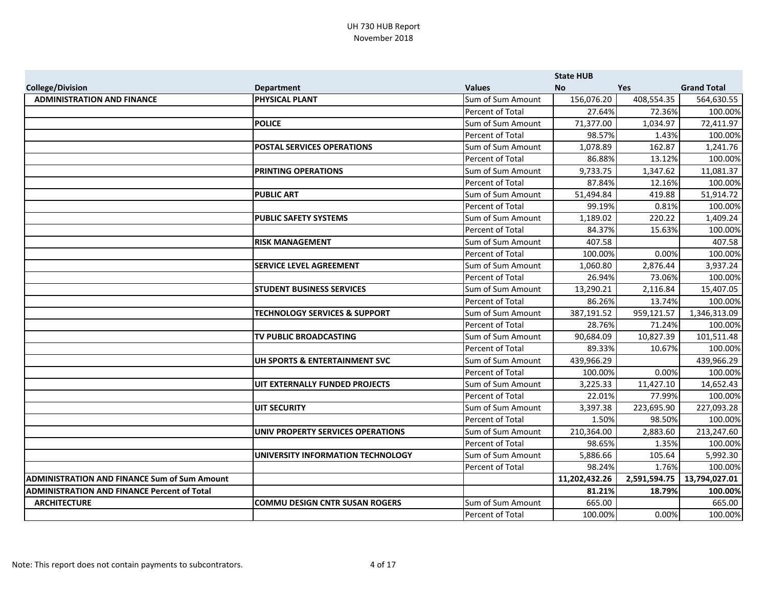UH 730 HUB Report
November 2018

| College/Division | Department | Values | State HUB No | Yes | Grand Total |
|---|---|---|---|---|---|
| **ADMINISTRATION AND FINANCE** | **PHYSICAL PLANT** | Sum of Sum Amount | 156,076.20 | 408,554.35 | 564,630.55 |
| | | Percent of Total | 27.64% | 72.36% | 100.00% |
| | **POLICE** | Sum of Sum Amount | 71,377.00 | 1,034.97 | 72,411.97 |
| | | Percent of Total | 98.57% | 1.43% | 100.00% |
| | **POSTAL SERVICES OPERATIONS** | Sum of Sum Amount | 1,078.89 | 162.87 | 1,241.76 |
| | | Percent of Total | 86.88% | 13.12% | 100.00% |
| | **PRINTING OPERATIONS** | Sum of Sum Amount | 9,733.75 | 1,347.62 | 11,081.37 |
| | | Percent of Total | 87.84% | 12.16% | 100.00% |
| | **PUBLIC ART** | Sum of Sum Amount | 51,494.84 | 419.88 | 51,914.72 |
| | | Percent of Total | 99.19% | 0.81% | 100.00% |
| | **PUBLIC SAFETY SYSTEMS** | Sum of Sum Amount | 1,189.02 | 220.22 | 1,409.24 |
| | | Percent of Total | 84.37% | 15.63% | 100.00% |
| | **RISK MANAGEMENT** | Sum of Sum Amount | 407.58 | | 407.58 |
| | | Percent of Total | 100.00% | 0.00% | 100.00% |
| | **SERVICE LEVEL AGREEMENT** | Sum of Sum Amount | 1,060.80 | 2,876.44 | 3,937.24 |
| | | Percent of Total | 26.94% | 73.06% | 100.00% |
| | **STUDENT BUSINESS SERVICES** | Sum of Sum Amount | 13,290.21 | 2,116.84 | 15,407.05 |
| | | Percent of Total | 86.26% | 13.74% | 100.00% |
| | **TECHNOLOGY SERVICES & SUPPORT** | Sum of Sum Amount | 387,191.52 | 959,121.57 | 1,346,313.09 |
| | | Percent of Total | 28.76% | 71.24% | 100.00% |
| | **TV PUBLIC BROADCASTING** | Sum of Sum Amount | 90,684.09 | 10,827.39 | 101,511.48 |
| | | Percent of Total | 89.33% | 10.67% | 100.00% |
| | **UH SPORTS & ENTERTAINMENT SVC** | Sum of Sum Amount | 439,966.29 | | 439,966.29 |
| | | Percent of Total | 100.00% | 0.00% | 100.00% |
| | **UIT EXTERNALLY FUNDED PROJECTS** | Sum of Sum Amount | 3,225.33 | 11,427.10 | 14,652.43 |
| | | Percent of Total | 22.01% | 77.99% | 100.00% |
| | **UIT SECURITY** | Sum of Sum Amount | 3,397.38 | 223,695.90 | 227,093.28 |
| | | Percent of Total | 1.50% | 98.50% | 100.00% |
| | **UNIV PROPERTY SERVICES OPERATIONS** | Sum of Sum Amount | 210,364.00 | 2,883.60 | 213,247.60 |
| | | Percent of Total | 98.65% | 1.35% | 100.00% |
| | **UNIVERSITY INFORMATION TECHNOLOGY** | Sum of Sum Amount | 5,886.66 | 105.64 | 5,992.30 |
| | | Percent of Total | 98.24% | 1.76% | 100.00% |
| **ADMINISTRATION AND FINANCE Sum of Sum Amount** | | | **11,202,432.26** | **2,591,594.75** | **13,794,027.01** |
| **ADMINISTRATION AND FINANCE Percent of Total** | | | **81.21%** | **18.79%** | **100.00%** |
| **ARCHITECTURE** | **COMMU DESIGN CNTR SUSAN ROGERS** | Sum of Sum Amount | 665.00 | | 665.00 |
| | | Percent of Total | 100.00% | 0.00% | 100.00% |

Note: This report does not contain payments to subcontrators.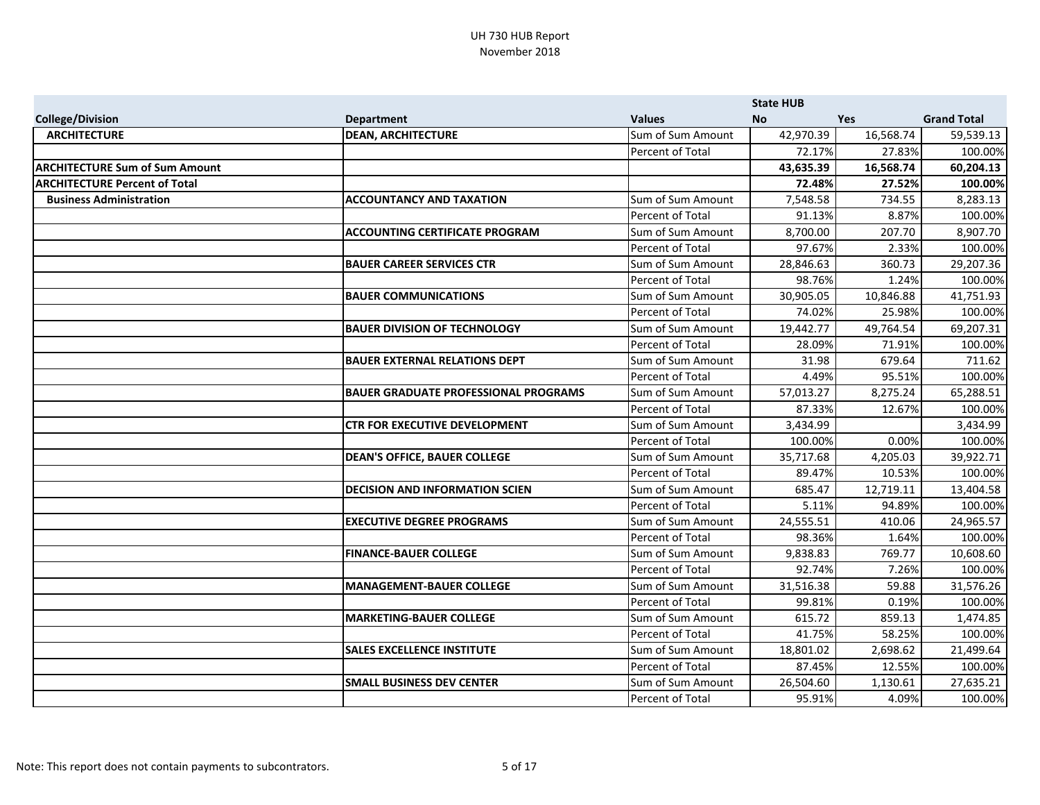UH 730 HUB Report
November 2018

| College/Division | Department | Values | State HUB No | Yes | Grand Total |
|---|---|---|---|---|---|
| **ARCHITECTURE** | **DEAN, ARCHITECTURE** | Sum of Sum Amount | 42,970.39 | 16,568.74 | 59,539.13 |
| | | Percent of Total | 72.17% | 27.83% | 100.00% |
| **ARCHITECTURE Sum of Sum Amount** | | | **43,635.39** | **16,568.74** | **60,204.13** |
| **ARCHITECTURE Percent of Total** | | | **72.48%** | **27.52%** | **100.00%** |
| **Business Administration** | **ACCOUNTANCY AND TAXATION** | Sum of Sum Amount | 7,548.58 | 734.55 | 8,283.13 |
| | | Percent of Total | 91.13% | 8.87% | 100.00% |
| | **ACCOUNTING CERTIFICATE PROGRAM** | Sum of Sum Amount | 8,700.00 | 207.70 | 8,907.70 |
| | | Percent of Total | 97.67% | 2.33% | 100.00% |
| | **BAUER CAREER SERVICES CTR** | Sum of Sum Amount | 28,846.63 | 360.73 | 29,207.36 |
| | | Percent of Total | 98.76% | 1.24% | 100.00% |
| | **BAUER COMMUNICATIONS** | Sum of Sum Amount | 30,905.05 | 10,846.88 | 41,751.93 |
| | | Percent of Total | 74.02% | 25.98% | 100.00% |
| | **BAUER DIVISION OF TECHNOLOGY** | Sum of Sum Amount | 19,442.77 | 49,764.54 | 69,207.31 |
| | | Percent of Total | 28.09% | 71.91% | 100.00% |
| | **BAUER EXTERNAL RELATIONS DEPT** | Sum of Sum Amount | 31.98 | 679.64 | 711.62 |
| | | Percent of Total | 4.49% | 95.51% | 100.00% |
| | **BAUER GRADUATE PROFESSIONAL PROGRAMS** | Sum of Sum Amount | 57,013.27 | 8,275.24 | 65,288.51 |
| | | Percent of Total | 87.33% | 12.67% | 100.00% |
| | **CTR FOR EXECUTIVE DEVELOPMENT** | Sum of Sum Amount | 3,434.99 | | 3,434.99 |
| | | Percent of Total | 100.00% | 0.00% | 100.00% |
| | **DEAN'S OFFICE, BAUER COLLEGE** | Sum of Sum Amount | 35,717.68 | 4,205.03 | 39,922.71 |
| | | Percent of Total | 89.47% | 10.53% | 100.00% |
| | **DECISION AND INFORMATION SCIEN** | Sum of Sum Amount | 685.47 | 12,719.11 | 13,404.58 |
| | | Percent of Total | 5.11% | 94.89% | 100.00% |
| | **EXECUTIVE DEGREE PROGRAMS** | Sum of Sum Amount | 24,555.51 | 410.06 | 24,965.57 |
| | | Percent of Total | 98.36% | 1.64% | 100.00% |
| | **FINANCE-BAUER COLLEGE** | Sum of Sum Amount | 9,838.83 | 769.77 | 10,608.60 |
| | | Percent of Total | 92.74% | 7.26% | 100.00% |
| | **MANAGEMENT-BAUER COLLEGE** | Sum of Sum Amount | 31,516.38 | 59.88 | 31,576.26 |
| | | Percent of Total | 99.81% | 0.19% | 100.00% |
| | **MARKETING-BAUER COLLEGE** | Sum of Sum Amount | 615.72 | 859.13 | 1,474.85 |
| | | Percent of Total | 41.75% | 58.25% | 100.00% |
| | **SALES EXCELLENCE INSTITUTE** | Sum of Sum Amount | 18,801.02 | 2,698.62 | 21,499.64 |
| | | Percent of Total | 87.45% | 12.55% | 100.00% |
| | **SMALL BUSINESS DEV CENTER** | Sum of Sum Amount | 26,504.60 | 1,130.61 | 27,635.21 |
| | | Percent of Total | 95.91% | 4.09% | 100.00% |

Note: This report does not contain payments to subcontrators.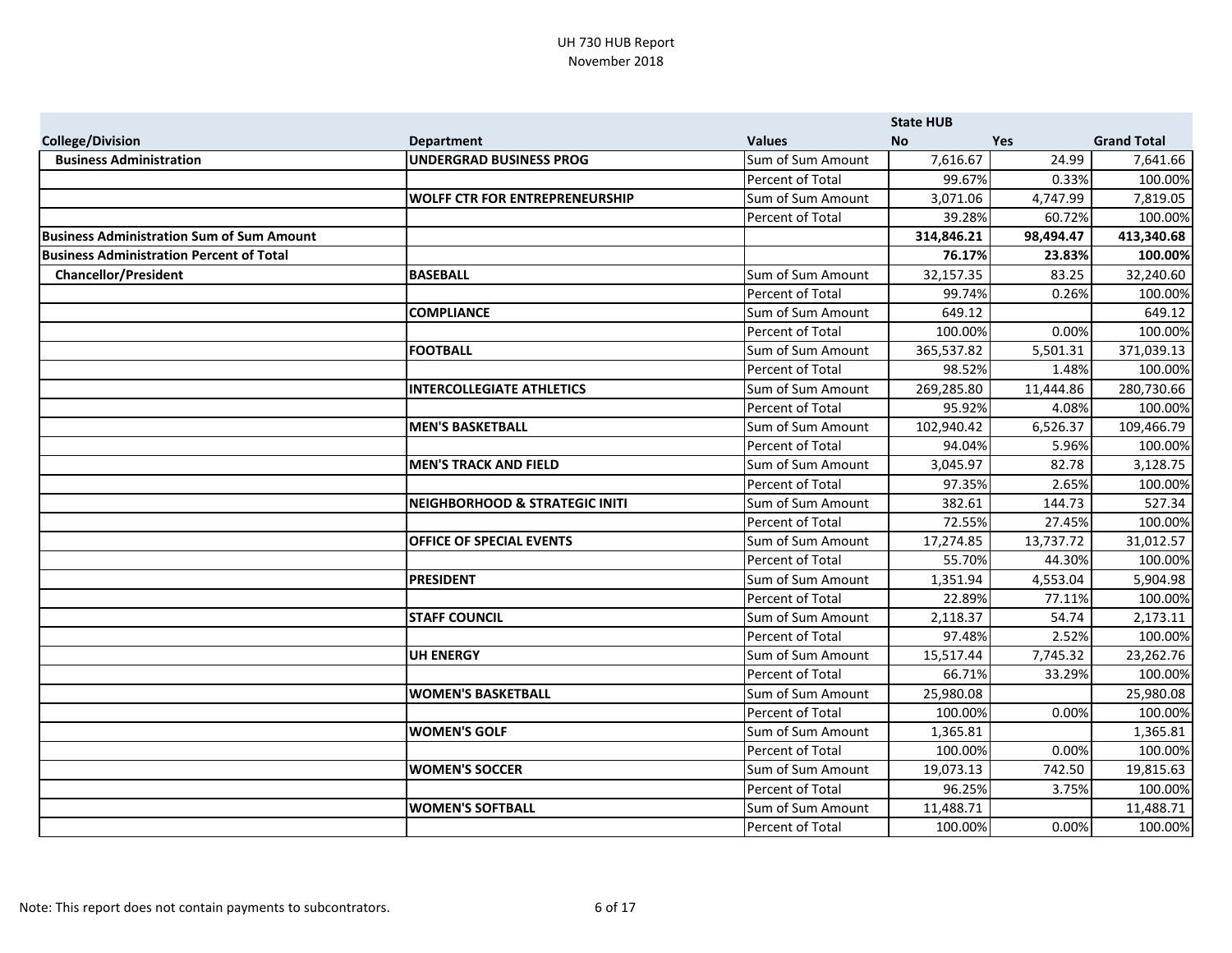UH 730 HUB Report
November 2018

| College/Division | Department | Values | State HUB No | Yes | Grand Total |
|---|---|---|---|---|---|
| **Business Administration** | **UNDERGRAD BUSINESS PROG** | Sum of Sum Amount | 7,616.67 | 24.99 | 7,641.66 |
| | | Percent of Total | 99.67% | 0.33% | 100.00% |
| | **WOLFF CTR FOR ENTREPRENEURSHIP** | Sum of Sum Amount | 3,071.06 | 4,747.99 | 7,819.05 |
| | | Percent of Total | 39.28% | 60.72% | 100.00% |
| **Business Administration Sum of Sum Amount** | | | **314,846.21** | **98,494.47** | **413,340.68** |
| **Business Administration Percent of Total** | | | **76.17%** | **23.83%** | **100.00%** |
| **Chancellor/President** | **BASEBALL** | Sum of Sum Amount | 32,157.35 | 83.25 | 32,240.60 |
| | | Percent of Total | 99.74% | 0.26% | 100.00% |
| | **COMPLIANCE** | Sum of Sum Amount | 649.12 | | 649.12 |
| | | Percent of Total | 100.00% | 0.00% | 100.00% |
| | **FOOTBALL** | Sum of Sum Amount | 365,537.82 | 5,501.31 | 371,039.13 |
| | | Percent of Total | 98.52% | 1.48% | 100.00% |
| | **INTERCOLLEGIATE ATHLETICS** | Sum of Sum Amount | 269,285.80 | 11,444.86 | 280,730.66 |
| | | Percent of Total | 95.92% | 4.08% | 100.00% |
| | **MEN'S BASKETBALL** | Sum of Sum Amount | 102,940.42 | 6,526.37 | 109,466.79 |
| | | Percent of Total | 94.04% | 5.96% | 100.00% |
| | **MEN'S TRACK AND FIELD** | Sum of Sum Amount | 3,045.97 | 82.78 | 3,128.75 |
| | | Percent of Total | 97.35% | 2.65% | 100.00% |
| | **NEIGHBORHOOD & STRATEGIC INITI** | Sum of Sum Amount | 382.61 | 144.73 | 527.34 |
| | | Percent of Total | 72.55% | 27.45% | 100.00% |
| | **OFFICE OF SPECIAL EVENTS** | Sum of Sum Amount | 17,274.85 | 13,737.72 | 31,012.57 |
| | | Percent of Total | 55.70% | 44.30% | 100.00% |
| | **PRESIDENT** | Sum of Sum Amount | 1,351.94 | 4,553.04 | 5,904.98 |
| | | Percent of Total | 22.89% | 77.11% | 100.00% |
| | **STAFF COUNCIL** | Sum of Sum Amount | 2,118.37 | 54.74 | 2,173.11 |
| | | Percent of Total | 97.48% | 2.52% | 100.00% |
| | **UH ENERGY** | Sum of Sum Amount | 15,517.44 | 7,745.32 | 23,262.76 |
| | | Percent of Total | 66.71% | 33.29% | 100.00% |
| | **WOMEN'S BASKETBALL** | Sum of Sum Amount | 25,980.08 | | 25,980.08 |
| | | Percent of Total | 100.00% | 0.00% | 100.00% |
| | **WOMEN'S GOLF** | Sum of Sum Amount | 1,365.81 | | 1,365.81 |
| | | Percent of Total | 100.00% | 0.00% | 100.00% |
| | **WOMEN'S SOCCER** | Sum of Sum Amount | 19,073.13 | 742.50 | 19,815.63 |
| | | Percent of Total | 96.25% | 3.75% | 100.00% |
| | **WOMEN'S SOFTBALL** | Sum of Sum Amount | 11,488.71 | | 11,488.71 |
| | | Percent of Total | 100.00% | 0.00% | 100.00% |

Note: This report does not contain payments to subcontrators.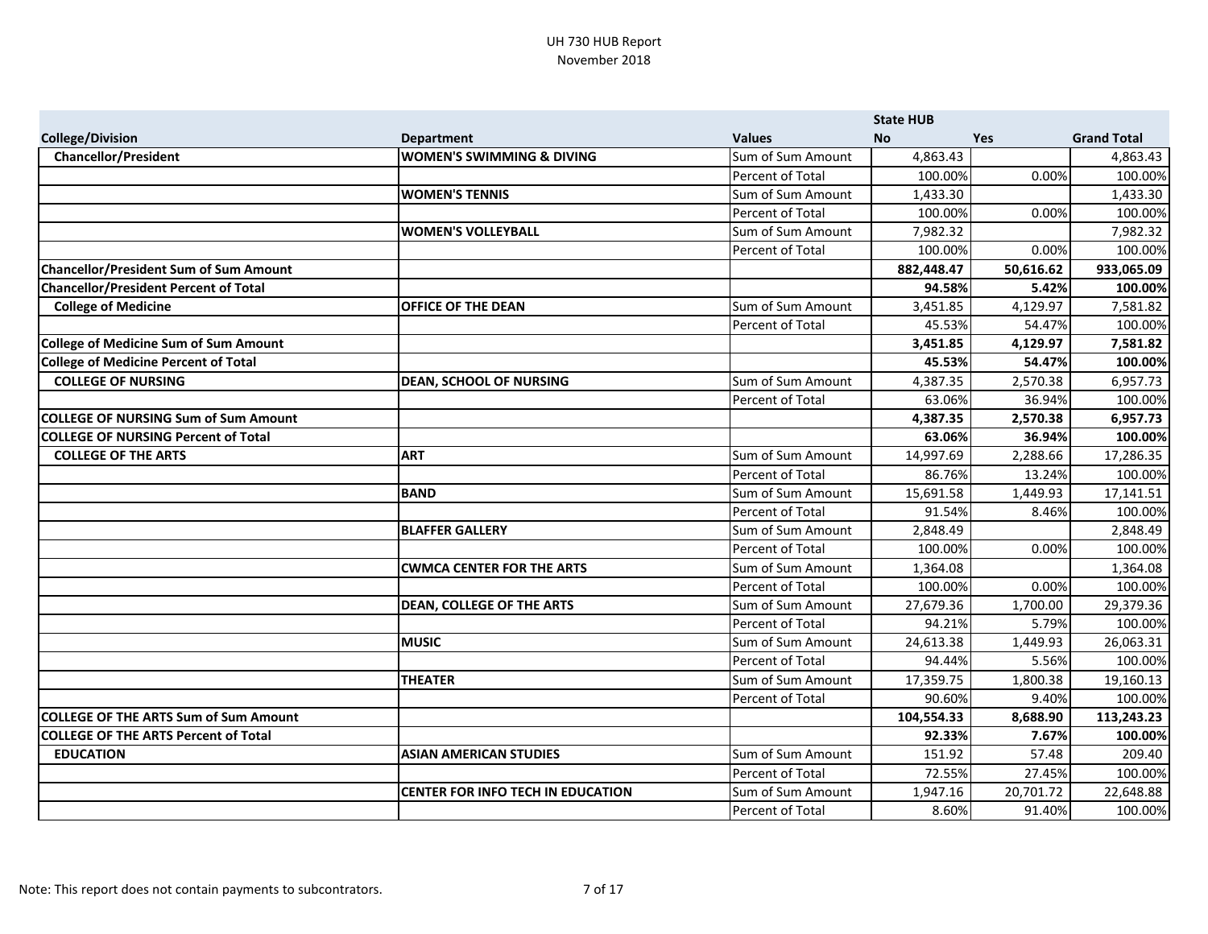UH 730 HUB Report
November 2018

| | | | State HUB | | |
|---|---|---|---|---|---|
| **College/Division** | **Department** | **Values** | **No** | **Yes** | **Grand Total** |
| **Chancellor/President** | **WOMEN'S SWIMMING & DIVING** | Sum of Sum Amount | 4,863.43 | | 4,863.43 |
| | | Percent of Total | 100.00% | 0.00% | 100.00% |
| | **WOMEN'S TENNIS** | Sum of Sum Amount | 1,433.30 | | 1,433.30 |
| | | Percent of Total | 100.00% | 0.00% | 100.00% |
| | **WOMEN'S VOLLEYBALL** | Sum of Sum Amount | 7,982.32 | | 7,982.32 |
| | | Percent of Total | 100.00% | 0.00% | 100.00% |
| **Chancellor/President Sum of Sum Amount** | | | **882,448.47** | **50,616.62** | **933,065.09** |
| **Chancellor/President Percent of Total** | | | **94.58%** | **5.42%** | **100.00%** |
| **College of Medicine** | **OFFICE OF THE DEAN** | Sum of Sum Amount | 3,451.85 | 4,129.97 | 7,581.82 |
| | | Percent of Total | 45.53% | 54.47% | 100.00% |
| **College of Medicine Sum of Sum Amount** | | | **3,451.85** | **4,129.97** | **7,581.82** |
| **College of Medicine Percent of Total** | | | **45.53%** | **54.47%** | **100.00%** |
| **COLLEGE OF NURSING** | **DEAN, SCHOOL OF NURSING** | Sum of Sum Amount | 4,387.35 | 2,570.38 | 6,957.73 |
| | | Percent of Total | 63.06% | 36.94% | 100.00% |
| **COLLEGE OF NURSING Sum of Sum Amount** | | | **4,387.35** | **2,570.38** | **6,957.73** |
| **COLLEGE OF NURSING Percent of Total** | | | **63.06%** | **36.94%** | **100.00%** |
| **COLLEGE OF THE ARTS** | **ART** | Sum of Sum Amount | 14,997.69 | 2,288.66 | 17,286.35 |
| | | Percent of Total | 86.76% | 13.24% | 100.00% |
| | **BAND** | Sum of Sum Amount | 15,691.58 | 1,449.93 | 17,141.51 |
| | | Percent of Total | 91.54% | 8.46% | 100.00% |
| | **BLAFFER GALLERY** | Sum of Sum Amount | 2,848.49 | | 2,848.49 |
| | | Percent of Total | 100.00% | 0.00% | 100.00% |
| | **CWMCA CENTER FOR THE ARTS** | Sum of Sum Amount | 1,364.08 | | 1,364.08 |
| | | Percent of Total | 100.00% | 0.00% | 100.00% |
| | **DEAN, COLLEGE OF THE ARTS** | Sum of Sum Amount | 27,679.36 | 1,700.00 | 29,379.36 |
| | | Percent of Total | 94.21% | 5.79% | 100.00% |
| | **MUSIC** | Sum of Sum Amount | 24,613.38 | 1,449.93 | 26,063.31 |
| | | Percent of Total | 94.44% | 5.56% | 100.00% |
| | **THEATER** | Sum of Sum Amount | 17,359.75 | 1,800.38 | 19,160.13 |
| | | Percent of Total | 90.60% | 9.40% | 100.00% |
| **COLLEGE OF THE ARTS Sum of Sum Amount** | | | **104,554.33** | **8,688.90** | **113,243.23** |
| **COLLEGE OF THE ARTS Percent of Total** | | | **92.33%** | **7.67%** | **100.00%** |
| **EDUCATION** | **ASIAN AMERICAN STUDIES** | Sum of Sum Amount | 151.92 | 57.48 | 209.40 |
| | | Percent of Total | 72.55% | 27.45% | 100.00% |
| | **CENTER FOR INFO TECH IN EDUCATION** | Sum of Sum Amount | 1,947.16 | 20,701.72 | 22,648.88 |
| | | Percent of Total | 8.60% | 91.40% | 100.00% |

Note: This report does not contain payments to subcontrators.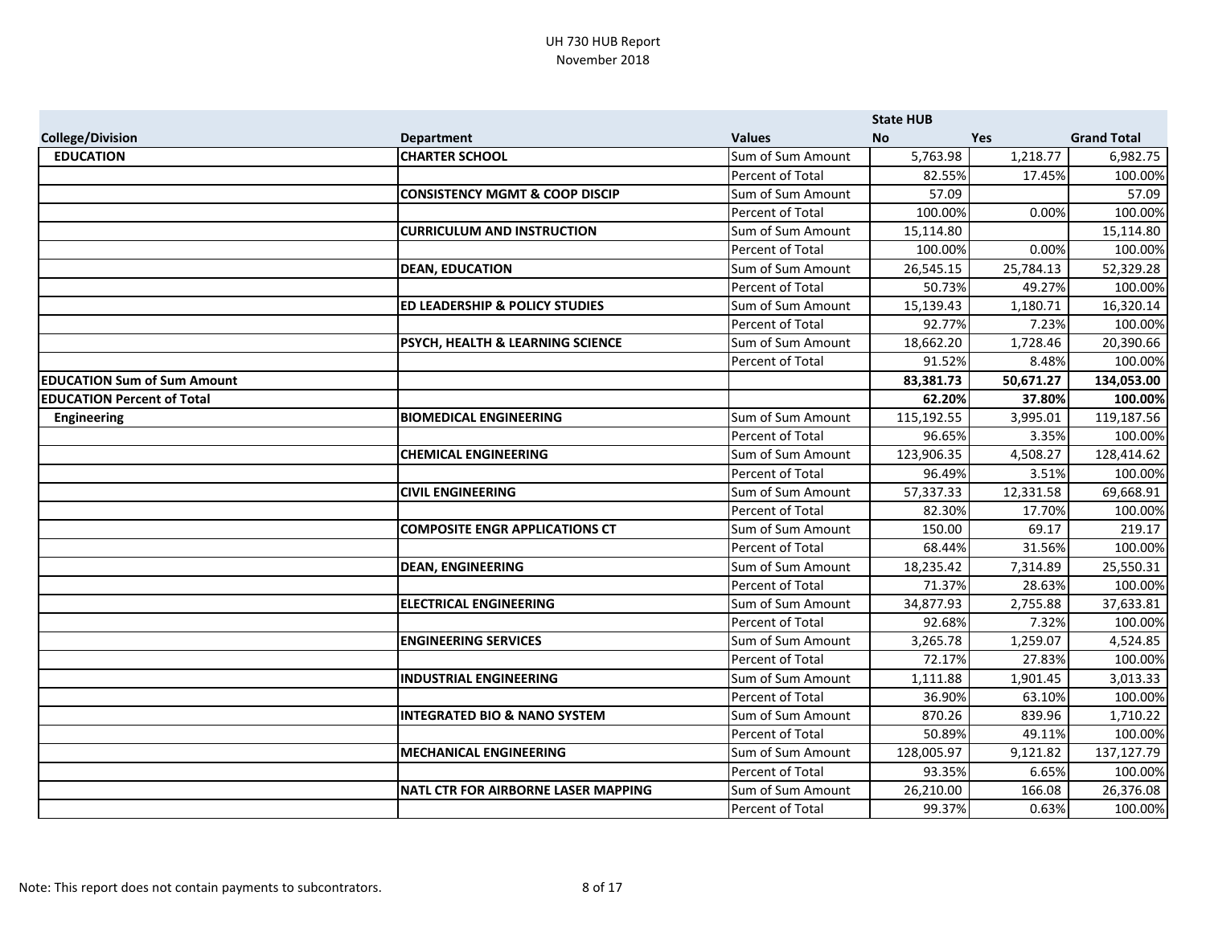UH 730 HUB Report
November 2018

| College/Division | Department | Values | State HUB No | Yes | Grand Total |
|---|---|---|---|---|---|
| **EDUCATION** | **CHARTER SCHOOL** | Sum of Sum Amount | 5,763.98 | 1,218.77 | 6,982.75 |
| | | Percent of Total | 82.55% | 17.45% | 100.00% |
| | **CONSISTENCY MGMT & COOP DISCIP** | Sum of Sum Amount | 57.09 | | 57.09 |
| | | Percent of Total | 100.00% | 0.00% | 100.00% |
| | **CURRICULUM AND INSTRUCTION** | Sum of Sum Amount | 15,114.80 | | 15,114.80 |
| | | Percent of Total | 100.00% | 0.00% | 100.00% |
| | **DEAN, EDUCATION** | Sum of Sum Amount | 26,545.15 | 25,784.13 | 52,329.28 |
| | | Percent of Total | 50.73% | 49.27% | 100.00% |
| | **ED LEADERSHIP & POLICY STUDIES** | Sum of Sum Amount | 15,139.43 | 1,180.71 | 16,320.14 |
| | | Percent of Total | 92.77% | 7.23% | 100.00% |
| | **PSYCH, HEALTH & LEARNING SCIENCE** | Sum of Sum Amount | 18,662.20 | 1,728.46 | 20,390.66 |
| | | Percent of Total | 91.52% | 8.48% | 100.00% |
| **EDUCATION Sum of Sum Amount** | | | **83,381.73** | **50,671.27** | **134,053.00** |
| **EDUCATION Percent of Total** | | | **62.20%** | **37.80%** | **100.00%** |
| **Engineering** | **BIOMEDICAL ENGINEERING** | Sum of Sum Amount | 115,192.55 | 3,995.01 | 119,187.56 |
| | | Percent of Total | 96.65% | 3.35% | 100.00% |
| | **CHEMICAL ENGINEERING** | Sum of Sum Amount | 123,906.35 | 4,508.27 | 128,414.62 |
| | | Percent of Total | 96.49% | 3.51% | 100.00% |
| | **CIVIL ENGINEERING** | Sum of Sum Amount | 57,337.33 | 12,331.58 | 69,668.91 |
| | | Percent of Total | 82.30% | 17.70% | 100.00% |
| | **COMPOSITE ENGR APPLICATIONS CT** | Sum of Sum Amount | 150.00 | 69.17 | 219.17 |
| | | Percent of Total | 68.44% | 31.56% | 100.00% |
| | **DEAN, ENGINEERING** | Sum of Sum Amount | 18,235.42 | 7,314.89 | 25,550.31 |
| | | Percent of Total | 71.37% | 28.63% | 100.00% |
| | **ELECTRICAL ENGINEERING** | Sum of Sum Amount | 34,877.93 | 2,755.88 | 37,633.81 |
| | | Percent of Total | 92.68% | 7.32% | 100.00% |
| | **ENGINEERING SERVICES** | Sum of Sum Amount | 3,265.78 | 1,259.07 | 4,524.85 |
| | | Percent of Total | 72.17% | 27.83% | 100.00% |
| | **INDUSTRIAL ENGINEERING** | Sum of Sum Amount | 1,111.88 | 1,901.45 | 3,013.33 |
| | | Percent of Total | 36.90% | 63.10% | 100.00% |
| | **INTEGRATED BIO & NANO SYSTEM** | Sum of Sum Amount | 870.26 | 839.96 | 1,710.22 |
| | | Percent of Total | 50.89% | 49.11% | 100.00% |
| | **MECHANICAL ENGINEERING** | Sum of Sum Amount | 128,005.97 | 9,121.82 | 137,127.79 |
| | | Percent of Total | 93.35% | 6.65% | 100.00% |
| | **NATL CTR FOR AIRBORNE LASER MAPPING** | Sum of Sum Amount | 26,210.00 | 166.08 | 26,376.08 |
| | | Percent of Total | 99.37% | 0.63% | 100.00% |

Note: This report does not contain payments to subcontrators.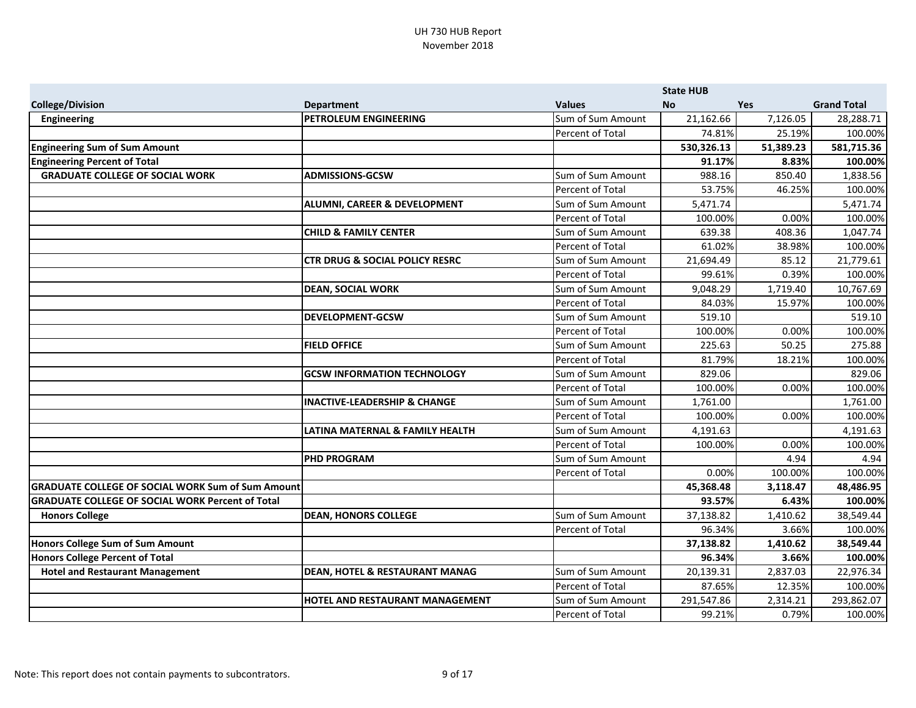UH 730 HUB Report
November 2018

| | | | State HUB | | |
|---|---|---|---|---|---|
| **College/Division** | **Department** | **Values** | **No** | **Yes** | **Grand Total** |
| **Engineering** | **PETROLEUM ENGINEERING** | Sum of Sum Amount | 21,162.66 | 7,126.05 | 28,288.71 |
| | | Percent of Total | 74.81% | 25.19% | 100.00% |
| **Engineering Sum of Sum Amount** | | | **530,326.13** | **51,389.23** | **581,715.36** |
| **Engineering Percent of Total** | | | **91.17%** | **8.83%** | **100.00%** |
| **GRADUATE COLLEGE OF SOCIAL WORK** | **ADMISSIONS-GCSW** | Sum of Sum Amount | 988.16 | 850.40 | 1,838.56 |
| | | Percent of Total | 53.75% | 46.25% | 100.00% |
| | **ALUMNI, CAREER & DEVELOPMENT** | Sum of Sum Amount | 5,471.74 | | 5,471.74 |
| | | Percent of Total | 100.00% | 0.00% | 100.00% |
| | **CHILD & FAMILY CENTER** | Sum of Sum Amount | 639.38 | 408.36 | 1,047.74 |
| | | Percent of Total | 61.02% | 38.98% | 100.00% |
| | **CTR DRUG & SOCIAL POLICY RESRC** | Sum of Sum Amount | 21,694.49 | 85.12 | 21,779.61 |
| | | Percent of Total | 99.61% | 0.39% | 100.00% |
| | **DEAN, SOCIAL WORK** | Sum of Sum Amount | 9,048.29 | 1,719.40 | 10,767.69 |
| | | Percent of Total | 84.03% | 15.97% | 100.00% |
| | **DEVELOPMENT-GCSW** | Sum of Sum Amount | 519.10 | | 519.10 |
| | | Percent of Total | 100.00% | 0.00% | 100.00% |
| | **FIELD OFFICE** | Sum of Sum Amount | 225.63 | 50.25 | 275.88 |
| | | Percent of Total | 81.79% | 18.21% | 100.00% |
| | **GCSW INFORMATION TECHNOLOGY** | Sum of Sum Amount | 829.06 | | 829.06 |
| | | Percent of Total | 100.00% | 0.00% | 100.00% |
| | **INACTIVE-LEADERSHIP & CHANGE** | Sum of Sum Amount | 1,761.00 | | 1,761.00 |
| | | Percent of Total | 100.00% | 0.00% | 100.00% |
| | **LATINA MATERNAL & FAMILY HEALTH** | Sum of Sum Amount | 4,191.63 | | 4,191.63 |
| | | Percent of Total | 100.00% | 0.00% | 100.00% |
| | **PHD PROGRAM** | Sum of Sum Amount | | 4.94 | 4.94 |
| | | Percent of Total | 0.00% | 100.00% | 100.00% |
| **GRADUATE COLLEGE OF SOCIAL WORK Sum of Sum Amount** | | | **45,368.48** | **3,118.47** | **48,486.95** |
| **GRADUATE COLLEGE OF SOCIAL WORK Percent of Total** | | | **93.57%** | **6.43%** | **100.00%** |
| **Honors College** | **DEAN, HONORS COLLEGE** | Sum of Sum Amount | 37,138.82 | 1,410.62 | 38,549.44 |
| | | Percent of Total | 96.34% | 3.66% | 100.00% |
| **Honors College Sum of Sum Amount** | | | **37,138.82** | **1,410.62** | **38,549.44** |
| **Honors College Percent of Total** | | | **96.34%** | **3.66%** | **100.00%** |
| **Hotel and Restaurant Management** | **DEAN, HOTEL & RESTAURANT MANAG** | Sum of Sum Amount | 20,139.31 | 2,837.03 | 22,976.34 |
| | | Percent of Total | 87.65% | 12.35% | 100.00% |
| | **HOTEL AND RESTAURANT MANAGEMENT** | Sum of Sum Amount | 291,547.86 | 2,314.21 | 293,862.07 |
| | | Percent of Total | 99.21% | 0.79% | 100.00% |

Note: This report does not contain payments to subcontrators.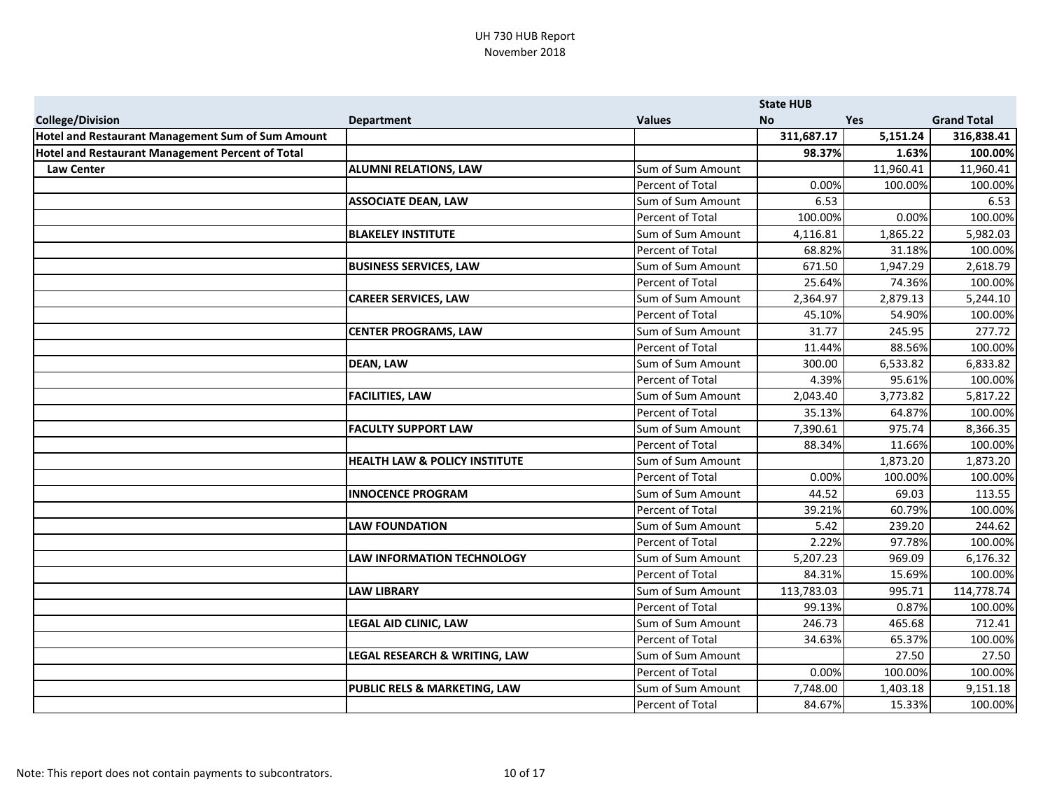UH 730 HUB Report
November 2018

| College/Division | Department | Values | State HUB No | Yes | Grand Total |
|---|---|---|---|---|---|
| **Hotel and Restaurant Management Sum of Sum Amount** | | | **311,687.17** | **5,151.24** | **316,838.41** |
| **Hotel and Restaurant Management Percent of Total** | | | **98.37%** | **1.63%** | **100.00%** |
| **Law Center** | **ALUMNI RELATIONS, LAW** | Sum of Sum Amount | | 11,960.41 | 11,960.41 |
| | | Percent of Total | 0.00% | 100.00% | 100.00% |
| | **ASSOCIATE DEAN, LAW** | Sum of Sum Amount | 6.53 | | 6.53 |
| | | Percent of Total | 100.00% | 0.00% | 100.00% |
| | **BLAKELEY INSTITUTE** | Sum of Sum Amount | 4,116.81 | 1,865.22 | 5,982.03 |
| | | Percent of Total | 68.82% | 31.18% | 100.00% |
| | **BUSINESS SERVICES, LAW** | Sum of Sum Amount | 671.50 | 1,947.29 | 2,618.79 |
| | | Percent of Total | 25.64% | 74.36% | 100.00% |
| | **CAREER SERVICES, LAW** | Sum of Sum Amount | 2,364.97 | 2,879.13 | 5,244.10 |
| | | Percent of Total | 45.10% | 54.90% | 100.00% |
| | **CENTER PROGRAMS, LAW** | Sum of Sum Amount | 31.77 | 245.95 | 277.72 |
| | | Percent of Total | 11.44% | 88.56% | 100.00% |
| | **DEAN, LAW** | Sum of Sum Amount | 300.00 | 6,533.82 | 6,833.82 |
| | | Percent of Total | 4.39% | 95.61% | 100.00% |
| | **FACILITIES, LAW** | Sum of Sum Amount | 2,043.40 | 3,773.82 | 5,817.22 |
| | | Percent of Total | 35.13% | 64.87% | 100.00% |
| | **FACULTY SUPPORT LAW** | Sum of Sum Amount | 7,390.61 | 975.74 | 8,366.35 |
| | | Percent of Total | 88.34% | 11.66% | 100.00% |
| | **HEALTH LAW & POLICY INSTITUTE** | Sum of Sum Amount | | 1,873.20 | 1,873.20 |
| | | Percent of Total | 0.00% | 100.00% | 100.00% |
| | **INNOCENCE PROGRAM** | Sum of Sum Amount | 44.52 | 69.03 | 113.55 |
| | | Percent of Total | 39.21% | 60.79% | 100.00% |
| | **LAW FOUNDATION** | Sum of Sum Amount | 5.42 | 239.20 | 244.62 |
| | | Percent of Total | 2.22% | 97.78% | 100.00% |
| | **LAW INFORMATION TECHNOLOGY** | Sum of Sum Amount | 5,207.23 | 969.09 | 6,176.32 |
| | | Percent of Total | 84.31% | 15.69% | 100.00% |
| | **LAW LIBRARY** | Sum of Sum Amount | 113,783.03 | 995.71 | 114,778.74 |
| | | Percent of Total | 99.13% | 0.87% | 100.00% |
| | **LEGAL AID CLINIC, LAW** | Sum of Sum Amount | 246.73 | 465.68 | 712.41 |
| | | Percent of Total | 34.63% | 65.37% | 100.00% |
| | **LEGAL RESEARCH & WRITING, LAW** | Sum of Sum Amount | | 27.50 | 27.50 |
| | | Percent of Total | 0.00% | 100.00% | 100.00% |
| | **PUBLIC RELS & MARKETING, LAW** | Sum of Sum Amount | 7,748.00 | 1,403.18 | 9,151.18 |
| | | Percent of Total | 84.67% | 15.33% | 100.00% |

Note: This report does not contain payments to subcontrators.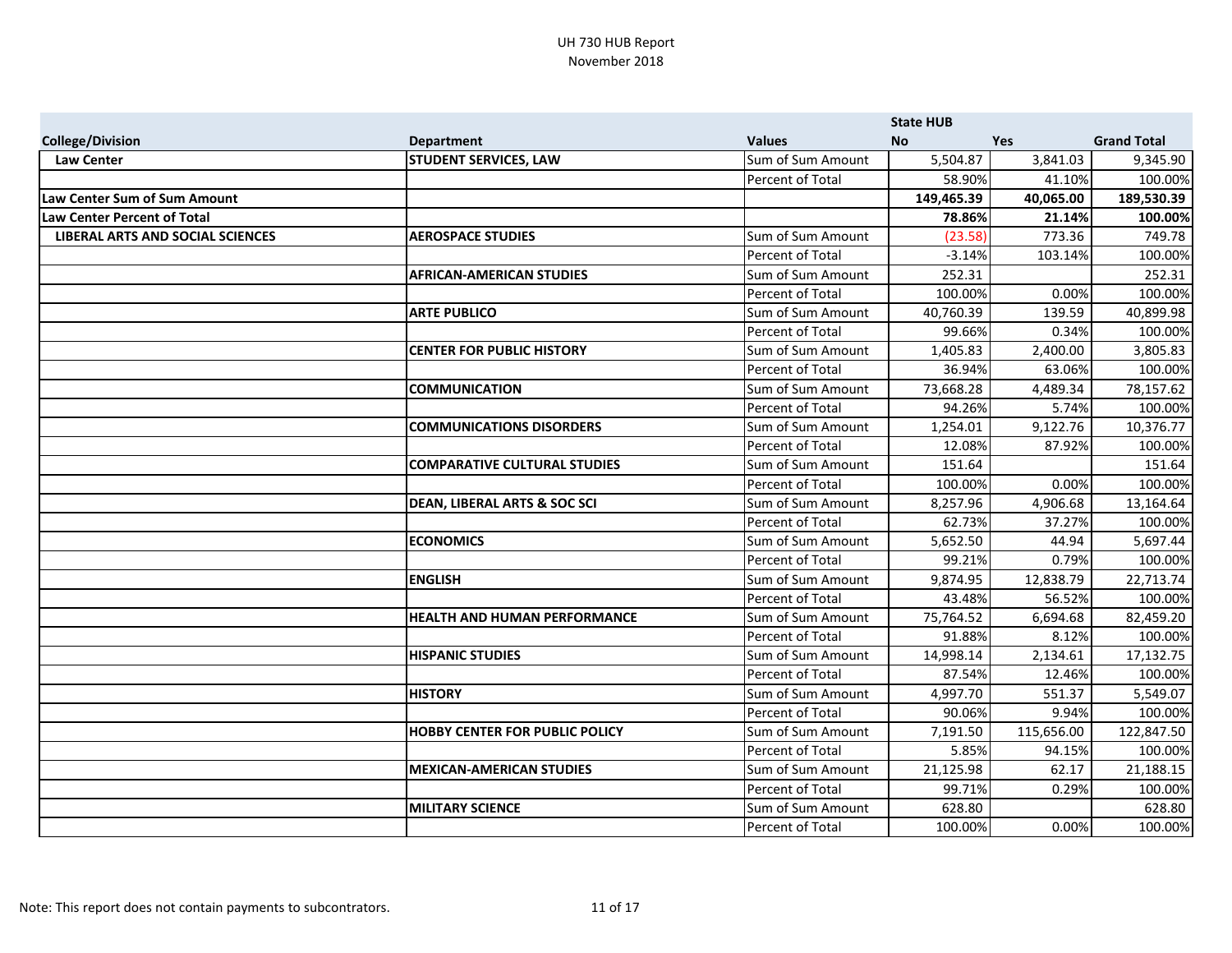# UH 730 HUB Report
November 2018

| College/Division | Department | Values | State HUB No | Yes | Grand Total |
|---|---|---|---|---|---|
| **Law Center** | **STUDENT SERVICES, LAW** | Sum of Sum Amount | 5,504.87 | 3,841.03 | 9,345.90 |
| | | Percent of Total | 58.90% | 41.10% | 100.00% |
| **Law Center Sum of Sum Amount** | | | **149,465.39** | **40,065.00** | **189,530.39** |
| **Law Center Percent of Total** | | | **78.86%** | **21.14%** | **100.00%** |
| **LIBERAL ARTS AND SOCIAL SCIENCES** | **AEROSPACE STUDIES** | Sum of Sum Amount | (23.58) | 773.36 | 749.78 |
| | | Percent of Total | -3.14% | 103.14% | 100.00% |
| | **AFRICAN-AMERICAN STUDIES** | Sum of Sum Amount | 252.31 | | 252.31 |
| | | Percent of Total | 100.00% | 0.00% | 100.00% |
| | **ARTE PUBLICO** | Sum of Sum Amount | 40,760.39 | 139.59 | 40,899.98 |
| | | Percent of Total | 99.66% | 0.34% | 100.00% |
| | **CENTER FOR PUBLIC HISTORY** | Sum of Sum Amount | 1,405.83 | 2,400.00 | 3,805.83 |
| | | Percent of Total | 36.94% | 63.06% | 100.00% |
| | **COMMUNICATION** | Sum of Sum Amount | 73,668.28 | 4,489.34 | 78,157.62 |
| | | Percent of Total | 94.26% | 5.74% | 100.00% |
| | **COMMUNICATIONS DISORDERS** | Sum of Sum Amount | 1,254.01 | 9,122.76 | 10,376.77 |
| | | Percent of Total | 12.08% | 87.92% | 100.00% |
| | **COMPARATIVE CULTURAL STUDIES** | Sum of Sum Amount | 151.64 | | 151.64 |
| | | Percent of Total | 100.00% | 0.00% | 100.00% |
| | **DEAN, LIBERAL ARTS & SOC SCI** | Sum of Sum Amount | 8,257.96 | 4,906.68 | 13,164.64 |
| | | Percent of Total | 62.73% | 37.27% | 100.00% |
| | **ECONOMICS** | Sum of Sum Amount | 5,652.50 | 44.94 | 5,697.44 |
| | | Percent of Total | 99.21% | 0.79% | 100.00% |
| | **ENGLISH** | Sum of Sum Amount | 9,874.95 | 12,838.79 | 22,713.74 |
| | | Percent of Total | 43.48% | 56.52% | 100.00% |
| | **HEALTH AND HUMAN PERFORMANCE** | Sum of Sum Amount | 75,764.52 | 6,694.68 | 82,459.20 |
| | | Percent of Total | 91.88% | 8.12% | 100.00% |
| | **HISPANIC STUDIES** | Sum of Sum Amount | 14,998.14 | 2,134.61 | 17,132.75 |
| | | Percent of Total | 87.54% | 12.46% | 100.00% |
| | **HISTORY** | Sum of Sum Amount | 4,997.70 | 551.37 | 5,549.07 |
| | | Percent of Total | 90.06% | 9.94% | 100.00% |
| | **HOBBY CENTER FOR PUBLIC POLICY** | Sum of Sum Amount | 7,191.50 | 115,656.00 | 122,847.50 |
| | | Percent of Total | 5.85% | 94.15% | 100.00% |
| | **MEXICAN-AMERICAN STUDIES** | Sum of Sum Amount | 21,125.98 | 62.17 | 21,188.15 |
| | | Percent of Total | 99.71% | 0.29% | 100.00% |
| | **MILITARY SCIENCE** | Sum of Sum Amount | 628.80 | | 628.80 |
| | | Percent of Total | 100.00% | 0.00% | 100.00% |

Note: This report does not contain payments to subcontrators.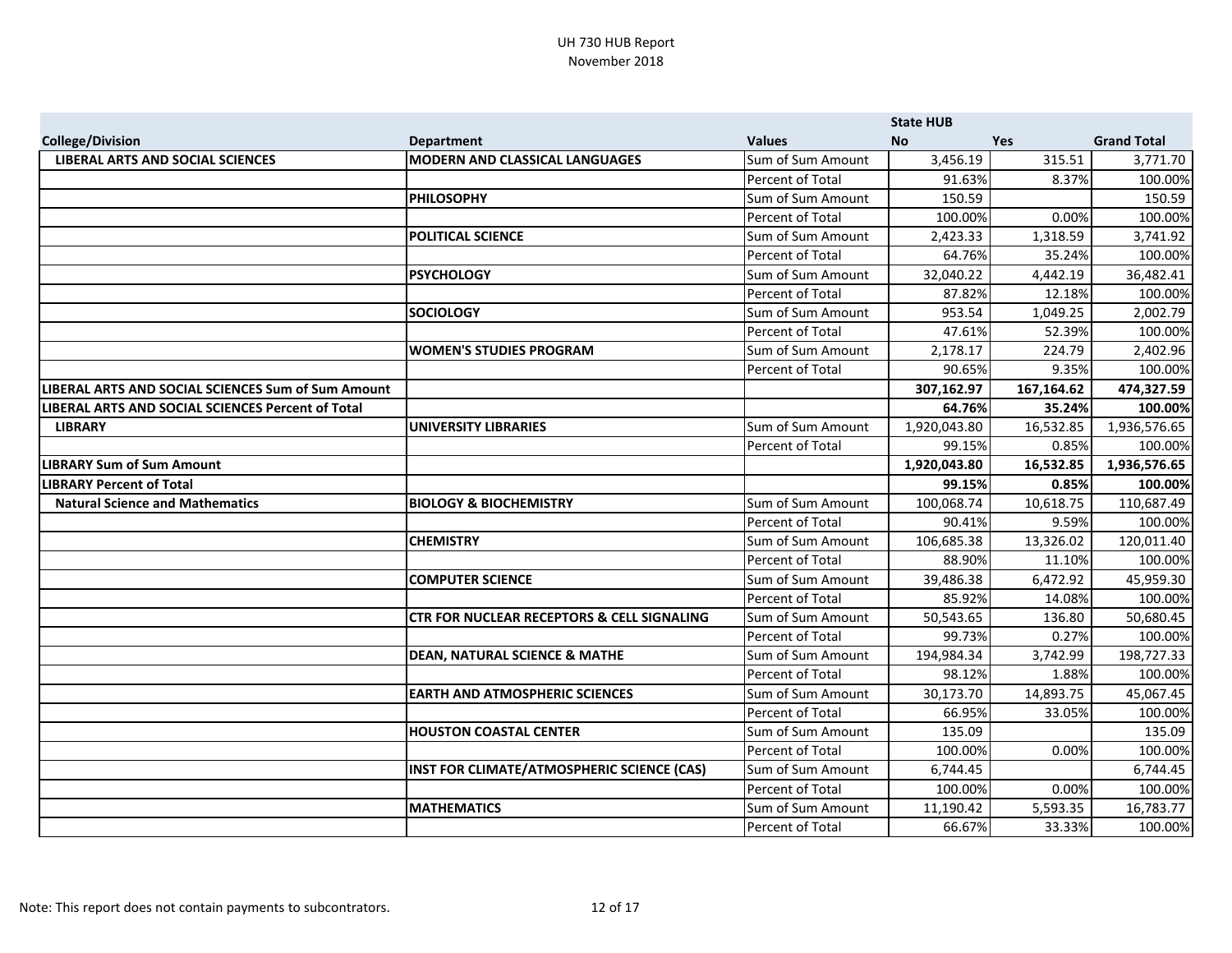UH 730 HUB Report
November 2018

| | | | State HUB | | |
|---|---|---|---|---|---|
| **College/Division** | **Department** | **Values** | **No** | **Yes** | **Grand Total** |
| **LIBERAL ARTS AND SOCIAL SCIENCES** | **MODERN AND CLASSICAL LANGUAGES** | Sum of Sum Amount | 3,456.19 | 315.51 | 3,771.70 |
| | | Percent of Total | 91.63% | 8.37% | 100.00% |
| | **PHILOSOPHY** | Sum of Sum Amount | 150.59 | | 150.59 |
| | | Percent of Total | 100.00% | 0.00% | 100.00% |
| | **POLITICAL SCIENCE** | Sum of Sum Amount | 2,423.33 | 1,318.59 | 3,741.92 |
| | | Percent of Total | 64.76% | 35.24% | 100.00% |
| | **PSYCHOLOGY** | Sum of Sum Amount | 32,040.22 | 4,442.19 | 36,482.41 |
| | | Percent of Total | 87.82% | 12.18% | 100.00% |
| | **SOCIOLOGY** | Sum of Sum Amount | 953.54 | 1,049.25 | 2,002.79 |
| | | Percent of Total | 47.61% | 52.39% | 100.00% |
| | **WOMEN'S STUDIES PROGRAM** | Sum of Sum Amount | 2,178.17 | 224.79 | 2,402.96 |
| | | Percent of Total | 90.65% | 9.35% | 100.00% |
| **LIBERAL ARTS AND SOCIAL SCIENCES Sum of Sum Amount** | | | **307,162.97** | **167,164.62** | **474,327.59** |
| **LIBERAL ARTS AND SOCIAL SCIENCES Percent of Total** | | | **64.76%** | **35.24%** | **100.00%** |
| **LIBRARY** | **UNIVERSITY LIBRARIES** | Sum of Sum Amount | 1,920,043.80 | 16,532.85 | 1,936,576.65 |
| | | Percent of Total | 99.15% | 0.85% | 100.00% |
| **LIBRARY Sum of Sum Amount** | | | **1,920,043.80** | **16,532.85** | **1,936,576.65** |
| **LIBRARY Percent of Total** | | | **99.15%** | **0.85%** | **100.00%** |
| **Natural Science and Mathematics** | **BIOLOGY & BIOCHEMISTRY** | Sum of Sum Amount | 100,068.74 | 10,618.75 | 110,687.49 |
| | | Percent of Total | 90.41% | 9.59% | 100.00% |
| | **CHEMISTRY** | Sum of Sum Amount | 106,685.38 | 13,326.02 | 120,011.40 |
| | | Percent of Total | 88.90% | 11.10% | 100.00% |
| | **COMPUTER SCIENCE** | Sum of Sum Amount | 39,486.38 | 6,472.92 | 45,959.30 |
| | | Percent of Total | 85.92% | 14.08% | 100.00% |
| | **CTR FOR NUCLEAR RECEPTORS & CELL SIGNALING** | Sum of Sum Amount | 50,543.65 | 136.80 | 50,680.45 |
| | | Percent of Total | 99.73% | 0.27% | 100.00% |
| | **DEAN, NATURAL SCIENCE & MATHE** | Sum of Sum Amount | 194,984.34 | 3,742.99 | 198,727.33 |
| | | Percent of Total | 98.12% | 1.88% | 100.00% |
| | **EARTH AND ATMOSPHERIC SCIENCES** | Sum of Sum Amount | 30,173.70 | 14,893.75 | 45,067.45 |
| | | Percent of Total | 66.95% | 33.05% | 100.00% |
| | **HOUSTON COASTAL CENTER** | Sum of Sum Amount | 135.09 | | 135.09 |
| | | Percent of Total | 100.00% | 0.00% | 100.00% |
| | **INST FOR CLIMATE/ATMOSPHERIC SCIENCE (CAS)** | Sum of Sum Amount | 6,744.45 | | 6,744.45 |
| | | Percent of Total | 100.00% | 0.00% | 100.00% |
| | **MATHEMATICS** | Sum of Sum Amount | 11,190.42 | 5,593.35 | 16,783.77 |
| | | Percent of Total | 66.67% | 33.33% | 100.00% |

Note: This report does not contain payments to subcontrators.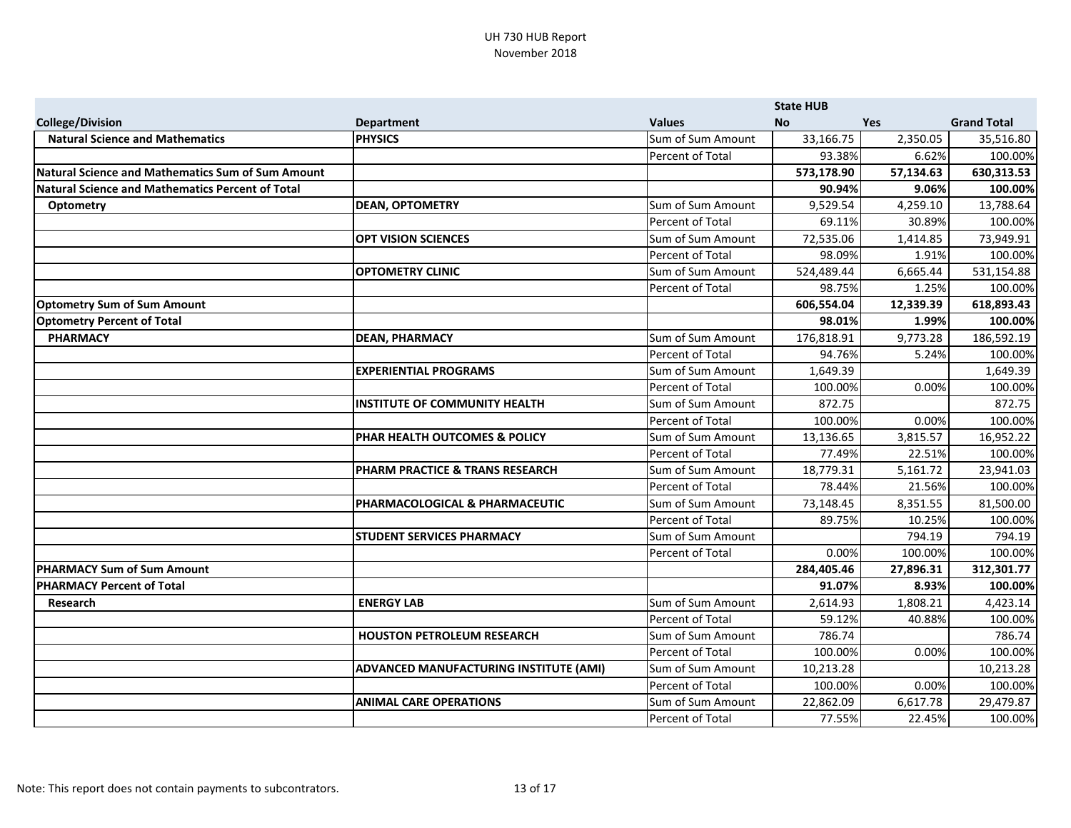UH 730 HUB Report
November 2018

| College/Division | Department | Values | State HUB No | Yes | Grand Total |
|---|---|---|---|---|---|
| **Natural Science and Mathematics** | **PHYSICS** | Sum of Sum Amount | 33,166.75 | 2,350.05 | 35,516.80 |
| | | Percent of Total | 93.38% | 6.62% | 100.00% |
| **Natural Science and Mathematics Sum of Sum Amount** | | | **573,178.90** | **57,134.63** | **630,313.53** |
| **Natural Science and Mathematics Percent of Total** | | | **90.94%** | **9.06%** | **100.00%** |
| **Optometry** | **DEAN, OPTOMETRY** | Sum of Sum Amount | 9,529.54 | 4,259.10 | 13,788.64 |
| | | Percent of Total | 69.11% | 30.89% | 100.00% |
| | **OPT VISION SCIENCES** | Sum of Sum Amount | 72,535.06 | 1,414.85 | 73,949.91 |
| | | Percent of Total | 98.09% | 1.91% | 100.00% |
| | **OPTOMETRY CLINIC** | Sum of Sum Amount | 524,489.44 | 6,665.44 | 531,154.88 |
| | | Percent of Total | 98.75% | 1.25% | 100.00% |
| **Optometry Sum of Sum Amount** | | | **606,554.04** | **12,339.39** | **618,893.43** |
| **Optometry Percent of Total** | | | **98.01%** | **1.99%** | **100.00%** |
| **PHARMACY** | **DEAN, PHARMACY** | Sum of Sum Amount | 176,818.91 | 9,773.28 | 186,592.19 |
| | | Percent of Total | 94.76% | 5.24% | 100.00% |
| | **EXPERIENTIAL PROGRAMS** | Sum of Sum Amount | 1,649.39 | | 1,649.39 |
| | | Percent of Total | 100.00% | 0.00% | 100.00% |
| | **INSTITUTE OF COMMUNITY HEALTH** | Sum of Sum Amount | 872.75 | | 872.75 |
| | | Percent of Total | 100.00% | 0.00% | 100.00% |
| | **PHAR HEALTH OUTCOMES & POLICY** | Sum of Sum Amount | 13,136.65 | 3,815.57 | 16,952.22 |
| | | Percent of Total | 77.49% | 22.51% | 100.00% |
| | **PHARM PRACTICE & TRANS RESEARCH** | Sum of Sum Amount | 18,779.31 | 5,161.72 | 23,941.03 |
| | | Percent of Total | 78.44% | 21.56% | 100.00% |
| | **PHARMACOLOGICAL & PHARMACEUTIC** | Sum of Sum Amount | 73,148.45 | 8,351.55 | 81,500.00 |
| | | Percent of Total | 89.75% | 10.25% | 100.00% |
| | **STUDENT SERVICES PHARMACY** | Sum of Sum Amount | | 794.19 | 794.19 |
| | | Percent of Total | 0.00% | 100.00% | 100.00% |
| **PHARMACY Sum of Sum Amount** | | | **284,405.46** | **27,896.31** | **312,301.77** |
| **PHARMACY Percent of Total** | | | **91.07%** | **8.93%** | **100.00%** |
| **Research** | **ENERGY LAB** | Sum of Sum Amount | 2,614.93 | 1,808.21 | 4,423.14 |
| | | Percent of Total | 59.12% | 40.88% | 100.00% |
| | **HOUSTON PETROLEUM RESEARCH** | Sum of Sum Amount | 786.74 | | 786.74 |
| | | Percent of Total | 100.00% | 0.00% | 100.00% |
| | **ADVANCED MANUFACTURING INSTITUTE (AMI)** | Sum of Sum Amount | 10,213.28 | | 10,213.28 |
| | | Percent of Total | 100.00% | 0.00% | 100.00% |
| | **ANIMAL CARE OPERATIONS** | Sum of Sum Amount | 22,862.09 | 6,617.78 | 29,479.87 |
| | | Percent of Total | 77.55% | 22.45% | 100.00% |

Note: This report does not contain payments to subcontrators.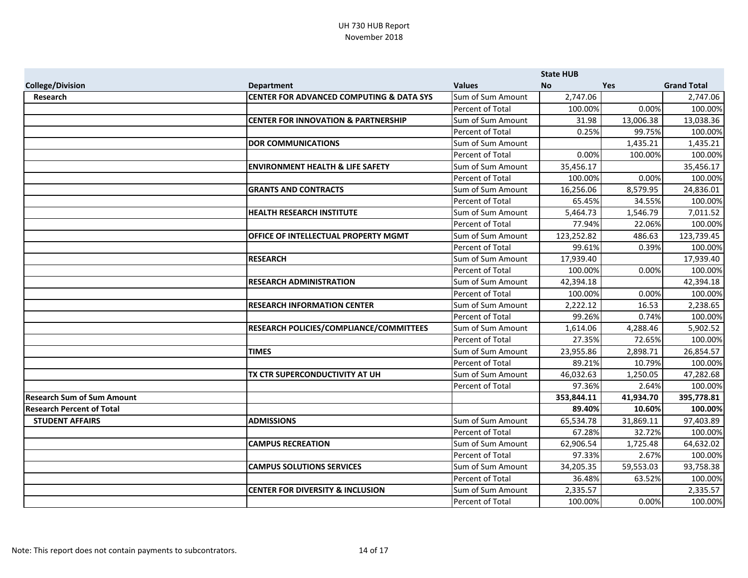UH 730 HUB Report
November 2018

| College/Division | Department | Values | State HUB No | Yes | Grand Total |
|---|---|---|---|---|---|
| **Research** | **CENTER FOR ADVANCED COMPUTING & DATA SYS** | Sum of Sum Amount | 2,747.06 | | 2,747.06 |
| | | Percent of Total | 100.00% | 0.00% | 100.00% |
| | **CENTER FOR INNOVATION & PARTNERSHIP** | Sum of Sum Amount | 31.98 | 13,006.38 | 13,038.36 |
| | | Percent of Total | 0.25% | 99.75% | 100.00% |
| | **DOR COMMUNICATIONS** | Sum of Sum Amount | | 1,435.21 | 1,435.21 |
| | | Percent of Total | 0.00% | 100.00% | 100.00% |
| | **ENVIRONMENT HEALTH & LIFE SAFETY** | Sum of Sum Amount | 35,456.17 | | 35,456.17 |
| | | Percent of Total | 100.00% | 0.00% | 100.00% |
| | **GRANTS AND CONTRACTS** | Sum of Sum Amount | 16,256.06 | 8,579.95 | 24,836.01 |
| | | Percent of Total | 65.45% | 34.55% | 100.00% |
| | **HEALTH RESEARCH INSTITUTE** | Sum of Sum Amount | 5,464.73 | 1,546.79 | 7,011.52 |
| | | Percent of Total | 77.94% | 22.06% | 100.00% |
| | **OFFICE OF INTELLECTUAL PROPERTY MGMT** | Sum of Sum Amount | 123,252.82 | 486.63 | 123,739.45 |
| | | Percent of Total | 99.61% | 0.39% | 100.00% |
| | **RESEARCH** | Sum of Sum Amount | 17,939.40 | | 17,939.40 |
| | | Percent of Total | 100.00% | 0.00% | 100.00% |
| | **RESEARCH ADMINISTRATION** | Sum of Sum Amount | 42,394.18 | | 42,394.18 |
| | | Percent of Total | 100.00% | 0.00% | 100.00% |
| | **RESEARCH INFORMATION CENTER** | Sum of Sum Amount | 2,222.12 | 16.53 | 2,238.65 |
| | | Percent of Total | 99.26% | 0.74% | 100.00% |
| | **RESEARCH POLICIES/COMPLIANCE/COMMITTEES** | Sum of Sum Amount | 1,614.06 | 4,288.46 | 5,902.52 |
| | | Percent of Total | 27.35% | 72.65% | 100.00% |
| | **TIMES** | Sum of Sum Amount | 23,955.86 | 2,898.71 | 26,854.57 |
| | | Percent of Total | 89.21% | 10.79% | 100.00% |
| | **TX CTR SUPERCONDUCTIVITY AT UH** | Sum of Sum Amount | 46,032.63 | 1,250.05 | 47,282.68 |
| | | Percent of Total | 97.36% | 2.64% | 100.00% |
| **Research Sum of Sum Amount** | | | **353,844.11** | **41,934.70** | **395,778.81** |
| **Research Percent of Total** | | | **89.40%** | **10.60%** | **100.00%** |
| **STUDENT AFFAIRS** | **ADMISSIONS** | Sum of Sum Amount | 65,534.78 | 31,869.11 | 97,403.89 |
| | | Percent of Total | 67.28% | 32.72% | 100.00% |
| | **CAMPUS RECREATION** | Sum of Sum Amount | 62,906.54 | 1,725.48 | 64,632.02 |
| | | Percent of Total | 97.33% | 2.67% | 100.00% |
| | **CAMPUS SOLUTIONS SERVICES** | Sum of Sum Amount | 34,205.35 | 59,553.03 | 93,758.38 |
| | | Percent of Total | 36.48% | 63.52% | 100.00% |
| | **CENTER FOR DIVERSITY & INCLUSION** | Sum of Sum Amount | 2,335.57 | | 2,335.57 |
| | | Percent of Total | 100.00% | 0.00% | 100.00% |

Note: This report does not contain payments to subcontrators.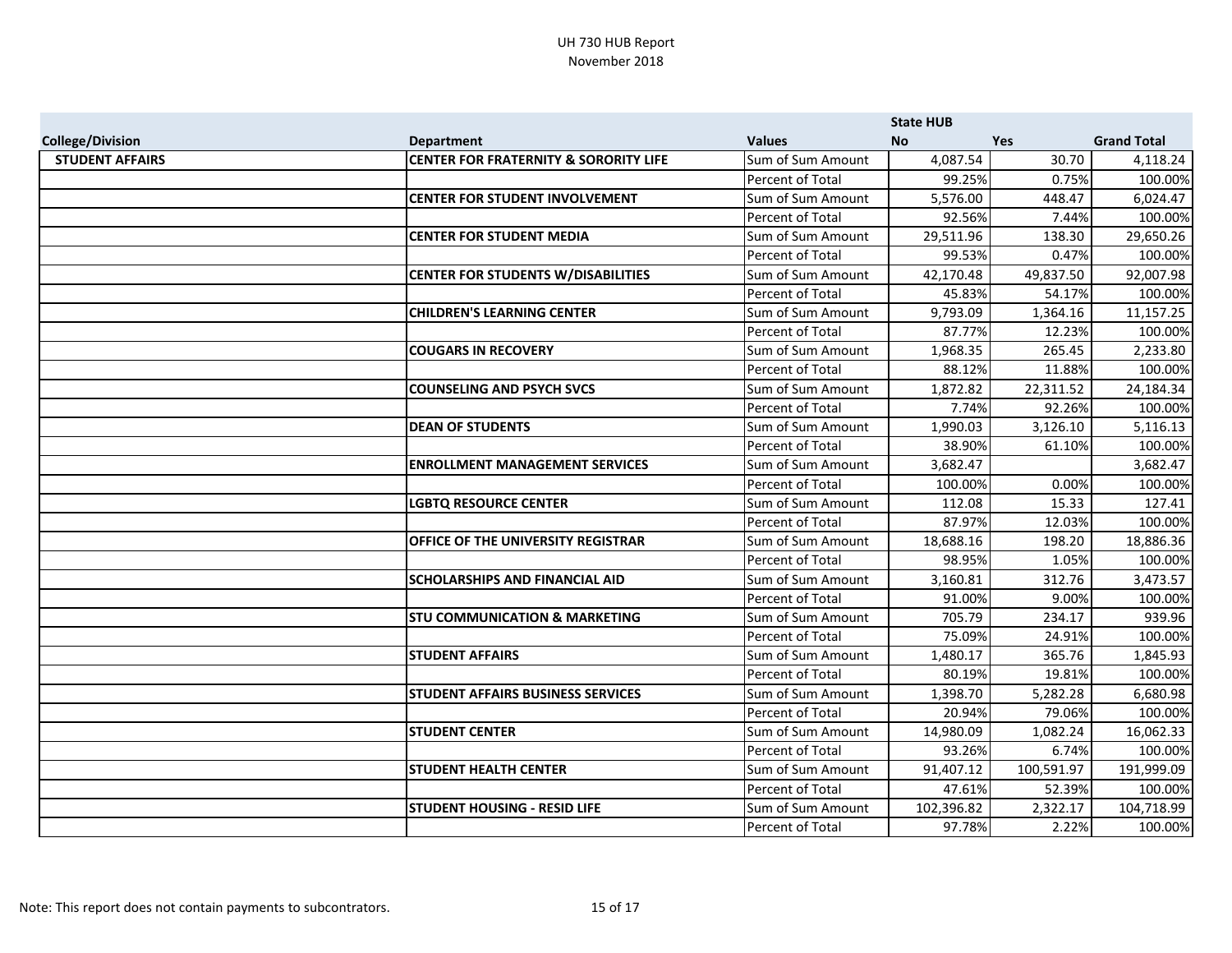UH 730 HUB Report
November 2018

| | | | State HUB | | |
|---|---|---|---|---|---|
| College/Division | Department | Values | No | Yes | Grand Total |
| **STUDENT AFFAIRS** | **CENTER FOR FRATERNITY & SORORITY LIFE** | Sum of Sum Amount | 4,087.54 | 30.70 | 4,118.24 |
| | | Percent of Total | 99.25% | 0.75% | 100.00% |
| | **CENTER FOR STUDENT INVOLVEMENT** | Sum of Sum Amount | 5,576.00 | 448.47 | 6,024.47 |
| | | Percent of Total | 92.56% | 7.44% | 100.00% |
| | **CENTER FOR STUDENT MEDIA** | Sum of Sum Amount | 29,511.96 | 138.30 | 29,650.26 |
| | | Percent of Total | 99.53% | 0.47% | 100.00% |
| | **CENTER FOR STUDENTS W/DISABILITIES** | Sum of Sum Amount | 42,170.48 | 49,837.50 | 92,007.98 |
| | | Percent of Total | 45.83% | 54.17% | 100.00% |
| | **CHILDREN'S LEARNING CENTER** | Sum of Sum Amount | 9,793.09 | 1,364.16 | 11,157.25 |
| | | Percent of Total | 87.77% | 12.23% | 100.00% |
| | **COUGARS IN RECOVERY** | Sum of Sum Amount | 1,968.35 | 265.45 | 2,233.80 |
| | | Percent of Total | 88.12% | 11.88% | 100.00% |
| | **COUNSELING AND PSYCH SVCS** | Sum of Sum Amount | 1,872.82 | 22,311.52 | 24,184.34 |
| | | Percent of Total | 7.74% | 92.26% | 100.00% |
| | **DEAN OF STUDENTS** | Sum of Sum Amount | 1,990.03 | 3,126.10 | 5,116.13 |
| | | Percent of Total | 38.90% | 61.10% | 100.00% |
| | **ENROLLMENT MANAGEMENT SERVICES** | Sum of Sum Amount | 3,682.47 | | 3,682.47 |
| | | Percent of Total | 100.00% | 0.00% | 100.00% |
| | **LGBTQ RESOURCE CENTER** | Sum of Sum Amount | 112.08 | 15.33 | 127.41 |
| | | Percent of Total | 87.97% | 12.03% | 100.00% |
| | **OFFICE OF THE UNIVERSITY REGISTRAR** | Sum of Sum Amount | 18,688.16 | 198.20 | 18,886.36 |
| | | Percent of Total | 98.95% | 1.05% | 100.00% |
| | **SCHOLARSHIPS AND FINANCIAL AID** | Sum of Sum Amount | 3,160.81 | 312.76 | 3,473.57 |
| | | Percent of Total | 91.00% | 9.00% | 100.00% |
| | **STU COMMUNICATION & MARKETING** | Sum of Sum Amount | 705.79 | 234.17 | 939.96 |
| | | Percent of Total | 75.09% | 24.91% | 100.00% |
| | **STUDENT AFFAIRS** | Sum of Sum Amount | 1,480.17 | 365.76 | 1,845.93 |
| | | Percent of Total | 80.19% | 19.81% | 100.00% |
| | **STUDENT AFFAIRS BUSINESS SERVICES** | Sum of Sum Amount | 1,398.70 | 5,282.28 | 6,680.98 |
| | | Percent of Total | 20.94% | 79.06% | 100.00% |
| | **STUDENT CENTER** | Sum of Sum Amount | 14,980.09 | 1,082.24 | 16,062.33 |
| | | Percent of Total | 93.26% | 6.74% | 100.00% |
| | **STUDENT HEALTH CENTER** | Sum of Sum Amount | 91,407.12 | 100,591.97 | 191,999.09 |
| | | Percent of Total | 47.61% | 52.39% | 100.00% |
| | **STUDENT HOUSING - RESID LIFE** | Sum of Sum Amount | 102,396.82 | 2,322.17 | 104,718.99 |
| | | Percent of Total | 97.78% | 2.22% | 100.00% |

Note: This report does not contain payments to subcontrators.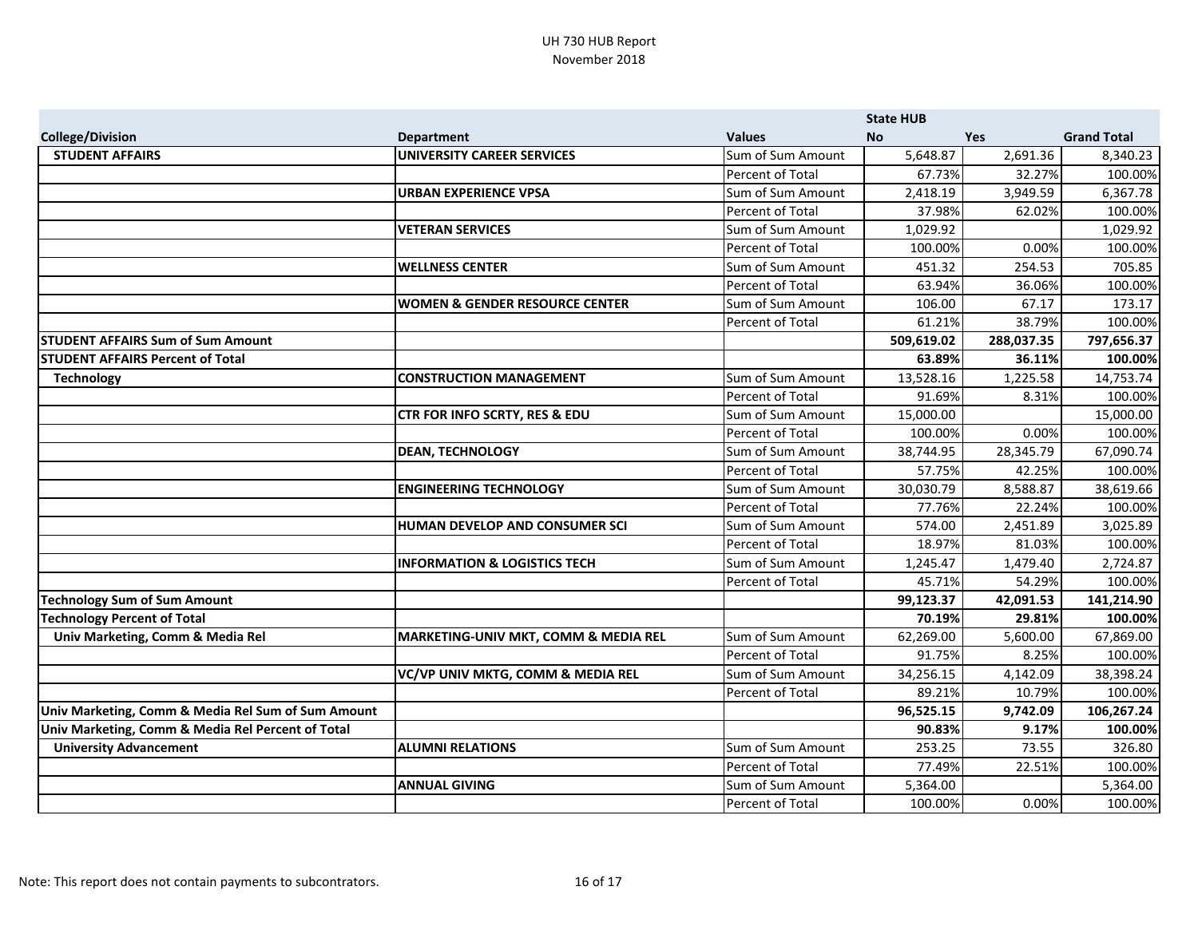UH 730 HUB Report

November 2018

| | | | State HUB | | |
|---|---|---|---|---|---|
| **College/Division** | **Department** | **Values** | **No** | **Yes** | **Grand Total** |
| **STUDENT AFFAIRS** | **UNIVERSITY CAREER SERVICES** | Sum of Sum Amount | 5,648.87 | 2,691.36 | 8,340.23 |
| | | Percent of Total | 67.73% | 32.27% | 100.00% |
| | **URBAN EXPERIENCE VPSA** | Sum of Sum Amount | 2,418.19 | 3,949.59 | 6,367.78 |
| | | Percent of Total | 37.98% | 62.02% | 100.00% |
| | **VETERAN SERVICES** | Sum of Sum Amount | 1,029.92 | | 1,029.92 |
| | | Percent of Total | 100.00% | 0.00% | 100.00% |
| | **WELLNESS CENTER** | Sum of Sum Amount | 451.32 | 254.53 | 705.85 |
| | | Percent of Total | 63.94% | 36.06% | 100.00% |
| | **WOMEN & GENDER RESOURCE CENTER** | Sum of Sum Amount | 106.00 | 67.17 | 173.17 |
| | | Percent of Total | 61.21% | 38.79% | 100.00% |
| **STUDENT AFFAIRS Sum of Sum Amount** | | | **509,619.02** | **288,037.35** | **797,656.37** |
| **STUDENT AFFAIRS Percent of Total** | | | **63.89%** | **36.11%** | **100.00%** |
| **Technology** | **CONSTRUCTION MANAGEMENT** | Sum of Sum Amount | 13,528.16 | 1,225.58 | 14,753.74 |
| | | Percent of Total | 91.69% | 8.31% | 100.00% |
| | **CTR FOR INFO SCRTY, RES & EDU** | Sum of Sum Amount | 15,000.00 | | 15,000.00 |
| | | Percent of Total | 100.00% | 0.00% | 100.00% |
| | **DEAN, TECHNOLOGY** | Sum of Sum Amount | 38,744.95 | 28,345.79 | 67,090.74 |
| | | Percent of Total | 57.75% | 42.25% | 100.00% |
| | **ENGINEERING TECHNOLOGY** | Sum of Sum Amount | 30,030.79 | 8,588.87 | 38,619.66 |
| | | Percent of Total | 77.76% | 22.24% | 100.00% |
| | **HUMAN DEVELOP AND CONSUMER SCI** | Sum of Sum Amount | 574.00 | 2,451.89 | 3,025.89 |
| | | Percent of Total | 18.97% | 81.03% | 100.00% |
| | **INFORMATION & LOGISTICS TECH** | Sum of Sum Amount | 1,245.47 | 1,479.40 | 2,724.87 |
| | | Percent of Total | 45.71% | 54.29% | 100.00% |
| **Technology Sum of Sum Amount** | | | **99,123.37** | **42,091.53** | **141,214.90** |
| **Technology Percent of Total** | | | **70.19%** | **29.81%** | **100.00%** |
| **Univ Marketing, Comm & Media Rel** | **MARKETING-UNIV MKT, COMM & MEDIA REL** | Sum of Sum Amount | 62,269.00 | 5,600.00 | 67,869.00 |
| | | Percent of Total | 91.75% | 8.25% | 100.00% |
| | **VC/VP UNIV MKTG, COMM & MEDIA REL** | Sum of Sum Amount | 34,256.15 | 4,142.09 | 38,398.24 |
| | | Percent of Total | 89.21% | 10.79% | 100.00% |
| **Univ Marketing, Comm & Media Rel Sum of Sum Amount** | | | **96,525.15** | **9,742.09** | **106,267.24** |
| **Univ Marketing, Comm & Media Rel Percent of Total** | | | **90.83%** | **9.17%** | **100.00%** |
| **University Advancement** | **ALUMNI RELATIONS** | Sum of Sum Amount | 253.25 | 73.55 | 326.80 |
| | | Percent of Total | 77.49% | 22.51% | 100.00% |
| | **ANNUAL GIVING** | Sum of Sum Amount | 5,364.00 | | 5,364.00 |
| | | Percent of Total | 100.00% | 0.00% | 100.00% |

Note: This report does not contain payments to subcontrators.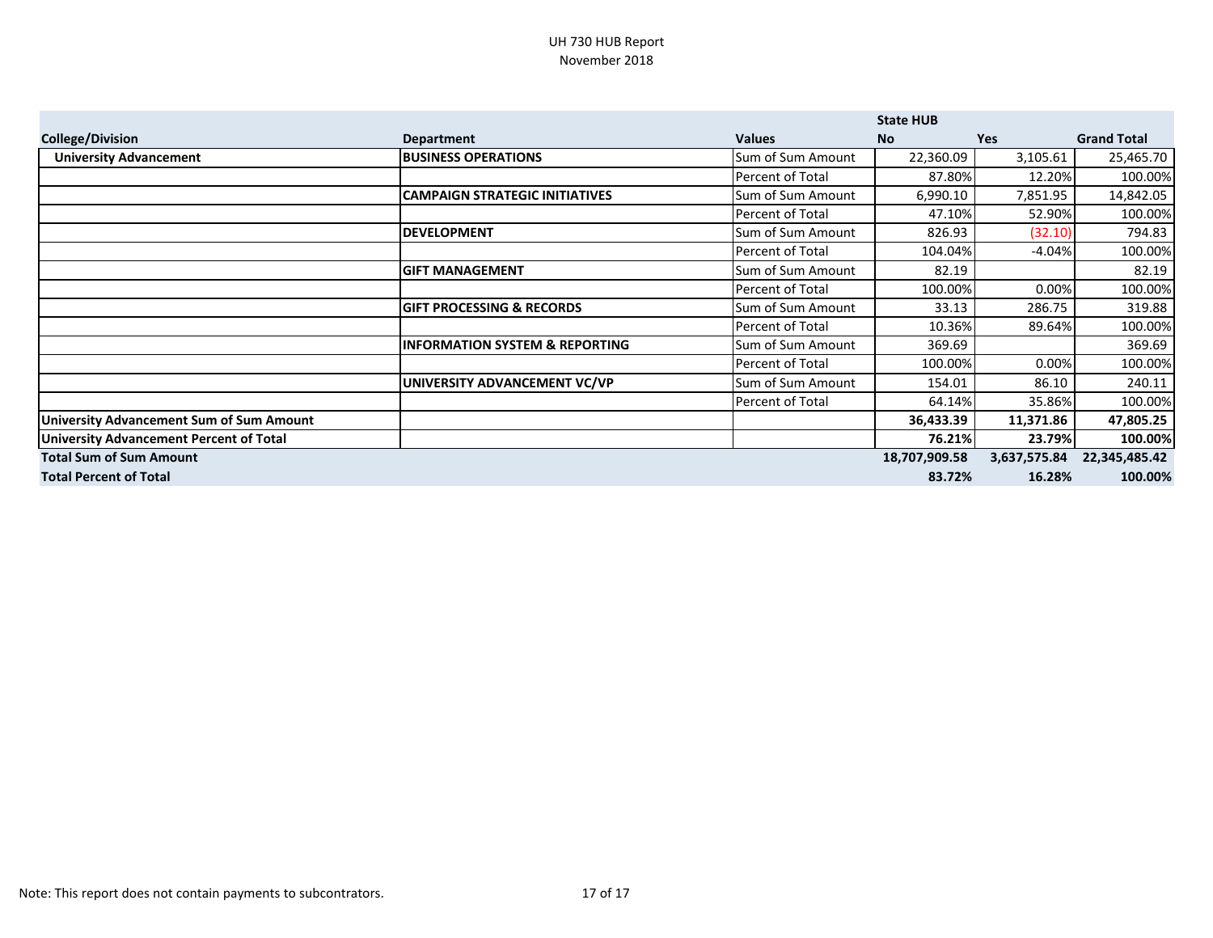UH 730 HUB Report
November 2018

| | | | State HUB | | |
|---|---|---|---|---|---|
| College/Division | Department | Values | No | Yes | Grand Total |
| University Advancement | BUSINESS OPERATIONS | Sum of Sum Amount | 22,360.09 | 3,105.61 | 25,465.70 |
| | | Percent of Total | 87.80% | 12.20% | 100.00% |
| | CAMPAIGN STRATEGIC INITIATIVES | Sum of Sum Amount | 6,990.10 | 7,851.95 | 14,842.05 |
| | | Percent of Total | 47.10% | 52.90% | 100.00% |
| | DEVELOPMENT | Sum of Sum Amount | 826.93 | (32.10) | 794.83 |
| | | Percent of Total | 104.04% | -4.04% | 100.00% |
| | GIFT MANAGEMENT | Sum of Sum Amount | 82.19 | | 82.19 |
| | | Percent of Total | 100.00% | 0.00% | 100.00% |
| | GIFT PROCESSING & RECORDS | Sum of Sum Amount | 33.13 | 286.75 | 319.88 |
| | | Percent of Total | 10.36% | 89.64% | 100.00% |
| | INFORMATION SYSTEM & REPORTING | Sum of Sum Amount | 369.69 | | 369.69 |
| | | Percent of Total | 100.00% | 0.00% | 100.00% |
| | UNIVERSITY ADVANCEMENT VC/VP | Sum of Sum Amount | 154.01 | 86.10 | 240.11 |
| | | Percent of Total | 64.14% | 35.86% | 100.00% |
| **University Advancement Sum of Sum Amount** | | | **36,433.39** | **11,371.86** | **47,805.25** |
| **University Advancement Percent of Total** | | | **76.21%** | **23.79%** | **100.00%** |
| **Total Sum of Sum Amount** | | | **18,707,909.58** | **3,637,575.84** | **22,345,485.42** |
| **Total Percent of Total** | | | **83.72%** | **16.28%** | **100.00%** |

Note: This report does not contain payments to subcontrators.